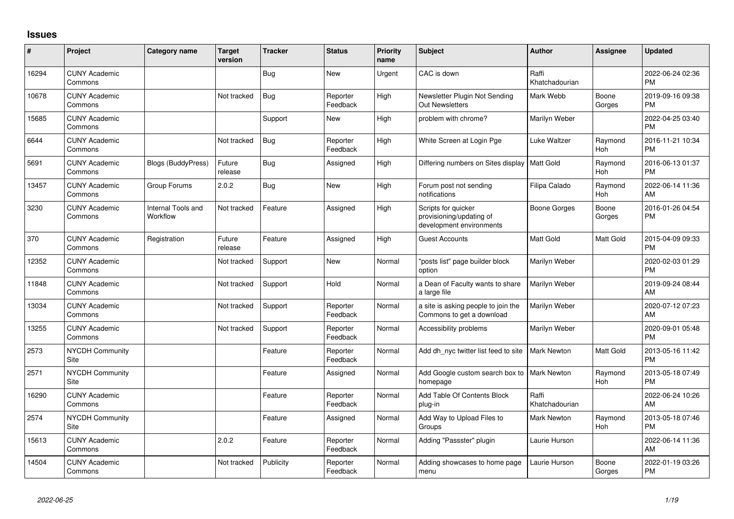## Issues

| # | Project | Category name | Target version | Tracker | Status | Priority name | Subject | Author | Assignee | Updated |
|---|---|---|---|---|---|---|---|---|---|---|
| 16294 | CUNY Academic Commons | | | Bug | New | Urgent | CAC is down | Raffi Khatchadourian | | 2022-06-24 02:36 PM |
| 10678 | CUNY Academic Commons | | Not tracked | Bug | Reporter Feedback | High | Newsletter Plugin Not Sending Out Newsletters | Mark Webb | Boone Gorges | 2019-09-16 09:38 PM |
| 15685 | CUNY Academic Commons | | | Support | New | High | problem with chrome? | Marilyn Weber | | 2022-04-25 03:40 PM |
| 6644 | CUNY Academic Commons | | Not tracked | Bug | Reporter Feedback | High | White Screen at Login Pge | Luke Waltzer | Raymond Hoh | 2016-11-21 10:34 PM |
| 5691 | CUNY Academic Commons | Blogs (BuddyPress) | Future release | Bug | Assigned | High | Differing numbers on Sites display | Matt Gold | Raymond Hoh | 2016-06-13 01:37 PM |
| 13457 | CUNY Academic Commons | Group Forums | 2.0.2 | Bug | New | High | Forum post not sending notifications | Filipa Calado | Raymond Hoh | 2022-06-14 11:36 AM |
| 3230 | CUNY Academic Commons | Internal Tools and Workflow | Not tracked | Feature | Assigned | High | Scripts for quicker provisioning/updating of development environments | Boone Gorges | Boone Gorges | 2016-01-26 04:54 PM |
| 370 | CUNY Academic Commons | Registration | Future release | Feature | Assigned | High | Guest Accounts | Matt Gold | Matt Gold | 2015-04-09 09:33 PM |
| 12352 | CUNY Academic Commons | | Not tracked | Support | New | Normal | "posts list" page builder block option | Marilyn Weber | | 2020-02-03 01:29 PM |
| 11848 | CUNY Academic Commons | | Not tracked | Support | Hold | Normal | a Dean of Faculty wants to share a large file | Marilyn Weber | | 2019-09-24 08:44 AM |
| 13034 | CUNY Academic Commons | | Not tracked | Support | Reporter Feedback | Normal | a site is asking people to join the Commons to get a download | Marilyn Weber | | 2020-07-12 07:23 AM |
| 13255 | CUNY Academic Commons | | Not tracked | Support | Reporter Feedback | Normal | Accessibility problems | Marilyn Weber | | 2020-09-01 05:48 PM |
| 2573 | NYCDH Community Site | | | Feature | Reporter Feedback | Normal | Add dh_nyc twitter list feed to site | Mark Newton | Matt Gold | 2013-05-16 11:42 PM |
| 2571 | NYCDH Community Site | | | Feature | Assigned | Normal | Add Google custom search box to homepage | Mark Newton | Raymond Hoh | 2013-05-18 07:49 PM |
| 16290 | CUNY Academic Commons | | | Feature | Reporter Feedback | Normal | Add Table Of Contents Block plug-in | Raffi Khatchadourian | | 2022-06-24 10:26 AM |
| 2574 | NYCDH Community Site | | | Feature | Assigned | Normal | Add Way to Upload Files to Groups | Mark Newton | Raymond Hoh | 2013-05-18 07:46 PM |
| 15613 | CUNY Academic Commons | | 2.0.2 | Feature | Reporter Feedback | Normal | Adding "Passster" plugin | Laurie Hurson | | 2022-06-14 11:36 AM |
| 14504 | CUNY Academic Commons | | Not tracked | Publicity | Reporter Feedback | Normal | Adding showcases to home page menu | Laurie Hurson | Boone Gorges | 2022-01-19 03:26 PM |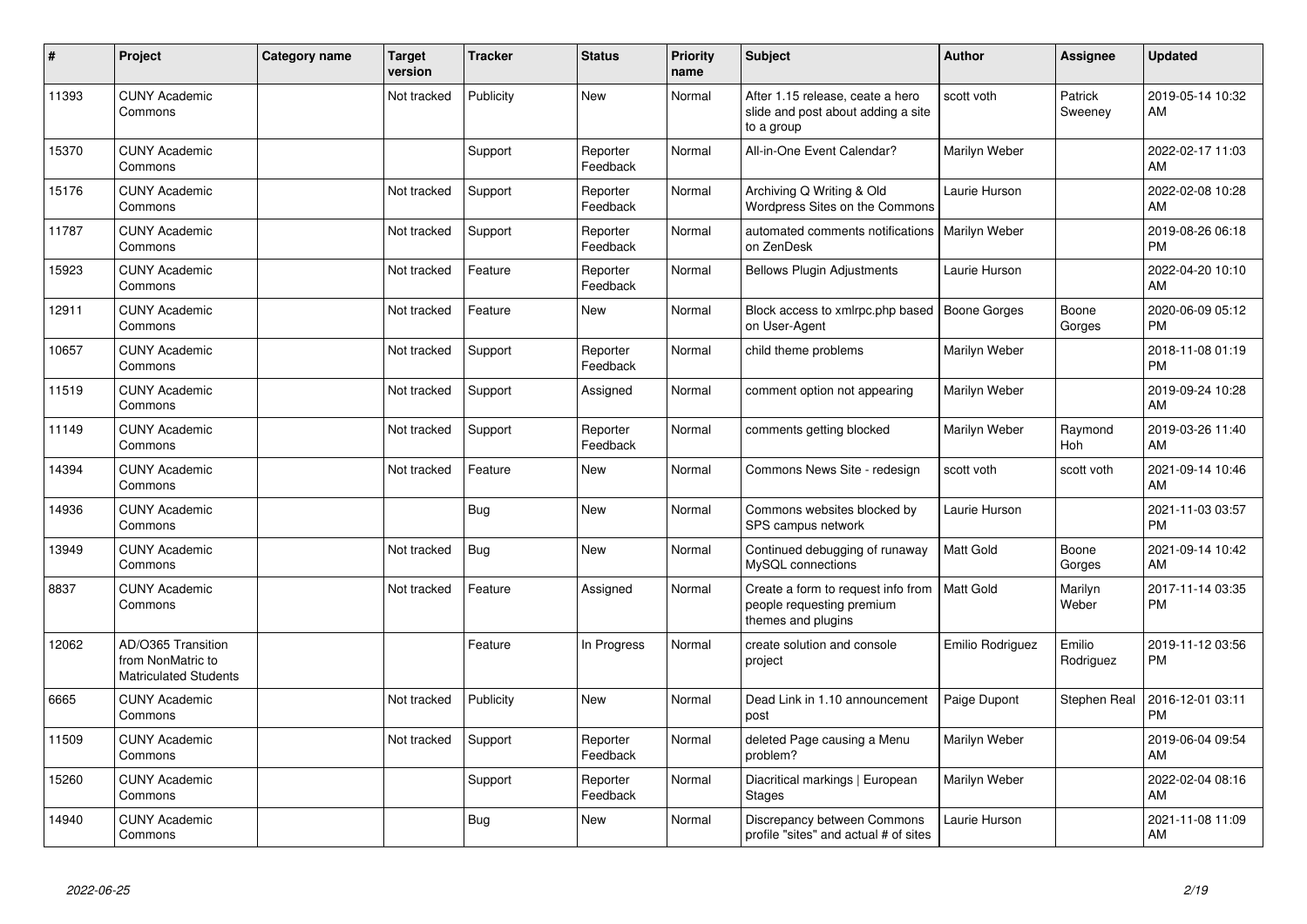| # | Project | Category name | Target version | Tracker | Status | Priority name | Subject | Author | Assignee | Updated |
|---|---|---|---|---|---|---|---|---|---|---|
| 11393 | CUNY Academic Commons | | Not tracked | Publicity | New | Normal | After 1.15 release, ceate a hero slide and post about adding a site to a group | scott voth | Patrick Sweeney | 2019-05-14 10:32 AM |
| 15370 | CUNY Academic Commons | | | Support | Reporter Feedback | Normal | All-in-One Event Calendar? | Marilyn Weber | | 2022-02-17 11:03 AM |
| 15176 | CUNY Academic Commons | | Not tracked | Support | Reporter Feedback | Normal | Archiving Q Writing & Old Wordpress Sites on the Commons | Laurie Hurson | | 2022-02-08 10:28 AM |
| 11787 | CUNY Academic Commons | | Not tracked | Support | Reporter Feedback | Normal | automated comments notifications on ZenDesk | Marilyn Weber | | 2019-08-26 06:18 PM |
| 15923 | CUNY Academic Commons | | Not tracked | Feature | Reporter Feedback | Normal | Bellows Plugin Adjustments | Laurie Hurson | | 2022-04-20 10:10 AM |
| 12911 | CUNY Academic Commons | | Not tracked | Feature | New | Normal | Block access to xmlrpc.php based on User-Agent | Boone Gorges | Boone Gorges | 2020-06-09 05:12 PM |
| 10657 | CUNY Academic Commons | | Not tracked | Support | Reporter Feedback | Normal | child theme problems | Marilyn Weber | | 2018-11-08 01:19 PM |
| 11519 | CUNY Academic Commons | | Not tracked | Support | Assigned | Normal | comment option not appearing | Marilyn Weber | | 2019-09-24 10:28 AM |
| 11149 | CUNY Academic Commons | | Not tracked | Support | Reporter Feedback | Normal | comments getting blocked | Marilyn Weber | Raymond Hoh | 2019-03-26 11:40 AM |
| 14394 | CUNY Academic Commons | | Not tracked | Feature | New | Normal | Commons News Site - redesign | scott voth | scott voth | 2021-09-14 10:46 AM |
| 14936 | CUNY Academic Commons | | | Bug | New | Normal | Commons websites blocked by SPS campus network | Laurie Hurson | | 2021-11-03 03:57 PM |
| 13949 | CUNY Academic Commons | | Not tracked | Bug | New | Normal | Continued debugging of runaway MySQL connections | Matt Gold | Boone Gorges | 2021-09-14 10:42 AM |
| 8837 | CUNY Academic Commons | | Not tracked | Feature | Assigned | Normal | Create a form to request info from people requesting premium themes and plugins | Matt Gold | Marilyn Weber | 2017-11-14 03:35 PM |
| 12062 | AD/O365 Transition from NonMatric to Matriculated Students | | | Feature | In Progress | Normal | create solution and console project | Emilio Rodriguez | Emilio Rodriguez | 2019-11-12 03:56 PM |
| 6665 | CUNY Academic Commons | | Not tracked | Publicity | New | Normal | Dead Link in 1.10 announcement post | Paige Dupont | Stephen Real | 2016-12-01 03:11 PM |
| 11509 | CUNY Academic Commons | | Not tracked | Support | Reporter Feedback | Normal | deleted Page causing a Menu problem? | Marilyn Weber | | 2019-06-04 09:54 AM |
| 15260 | CUNY Academic Commons | | | Support | Reporter Feedback | Normal | Diacritical markings \| European Stages | Marilyn Weber | | 2022-02-04 08:16 AM |
| 14940 | CUNY Academic Commons | | | Bug | New | Normal | Discrepancy between Commons profile "sites" and actual # of sites | Laurie Hurson | | 2021-11-08 11:09 AM |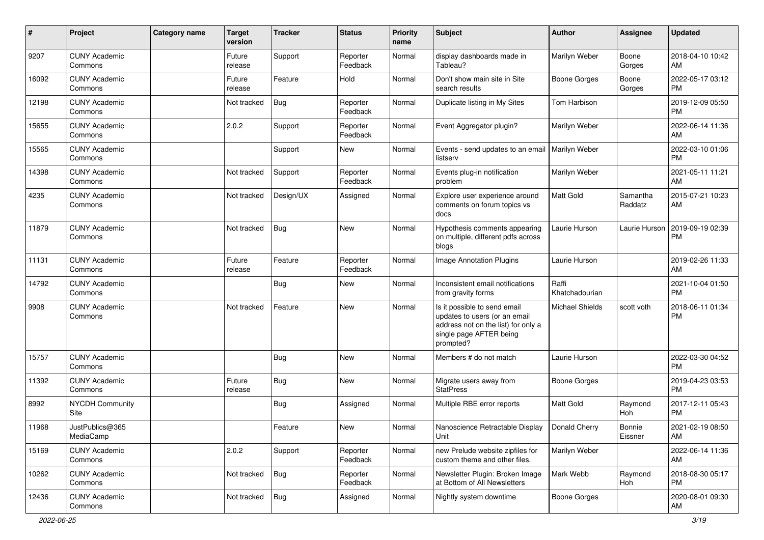| # | Project | Category name | Target version | Tracker | Status | Priority name | Subject | Author | Assignee | Updated |
|---|---|---|---|---|---|---|---|---|---|---|
| 9207 | CUNY Academic Commons | | Future release | Support | Reporter Feedback | Normal | display dashboards made in Tableau? | Marilyn Weber | Boone Gorges | 2018-04-10 10:42 AM |
| 16092 | CUNY Academic Commons | | Future release | Feature | Hold | Normal | Don't show main site in Site search results | Boone Gorges | Boone Gorges | 2022-05-17 03:12 PM |
| 12198 | CUNY Academic Commons | | Not tracked | Bug | Reporter Feedback | Normal | Duplicate listing in My Sites | Tom Harbison | | 2019-12-09 05:50 PM |
| 15655 | CUNY Academic Commons | | 2.0.2 | Support | Reporter Feedback | Normal | Event Aggregator plugin? | Marilyn Weber | | 2022-06-14 11:36 AM |
| 15565 | CUNY Academic Commons | | | Support | New | Normal | Events - send updates to an email listserv | Marilyn Weber | | 2022-03-10 01:06 PM |
| 14398 | CUNY Academic Commons | | Not tracked | Support | Reporter Feedback | Normal | Events plug-in notification problem | Marilyn Weber | | 2021-05-11 11:21 AM |
| 4235 | CUNY Academic Commons | | Not tracked | Design/UX | Assigned | Normal | Explore user experience around comments on forum topics vs docs | Matt Gold | Samantha Raddatz | 2015-07-21 10:23 AM |
| 11879 | CUNY Academic Commons | | Not tracked | Bug | New | Normal | Hypothesis comments appearing on multiple, different pdfs across blogs | Laurie Hurson | Laurie Hurson | 2019-09-19 02:39 PM |
| 11131 | CUNY Academic Commons | | Future release | Feature | Reporter Feedback | Normal | Image Annotation Plugins | Laurie Hurson | | 2019-02-26 11:33 AM |
| 14792 | CUNY Academic Commons | | | Bug | New | Normal | Inconsistent email notifications from gravity forms | Raffi Khatchadourian | | 2021-10-04 01:50 PM |
| 9908 | CUNY Academic Commons | | Not tracked | Feature | New | Normal | Is it possible to send email updates to users (or an email address not on the list) for only a single page AFTER being prompted? | Michael Shields | scott voth | 2018-06-11 01:34 PM |
| 15757 | CUNY Academic Commons | | | Bug | New | Normal | Members # do not match | Laurie Hurson | | 2022-03-30 04:52 PM |
| 11392 | CUNY Academic Commons | | Future release | Bug | New | Normal | Migrate users away from StatPress | Boone Gorges | | 2019-04-23 03:53 PM |
| 8992 | NYCDH Community Site | | | Bug | Assigned | Normal | Multiple RBE error reports | Matt Gold | Raymond Hoh | 2017-12-11 05:43 PM |
| 11968 | JustPublics@365 MediaCamp | | | Feature | New | Normal | Nanoscience Retractable Display Unit | Donald Cherry | Bonnie Eissner | 2021-02-19 08:50 AM |
| 15169 | CUNY Academic Commons | | 2.0.2 | Support | Reporter Feedback | Normal | new Prelude website zipfiles for custom theme and other files. | Marilyn Weber | | 2022-06-14 11:36 AM |
| 10262 | CUNY Academic Commons | | Not tracked | Bug | Reporter Feedback | Normal | Newsletter Plugin: Broken Image at Bottom of All Newsletters | Mark Webb | Raymond Hoh | 2018-08-30 05:17 PM |
| 12436 | CUNY Academic Commons | | Not tracked | Bug | Assigned | Normal | Nightly system downtime | Boone Gorges | | 2020-08-01 09:30 AM |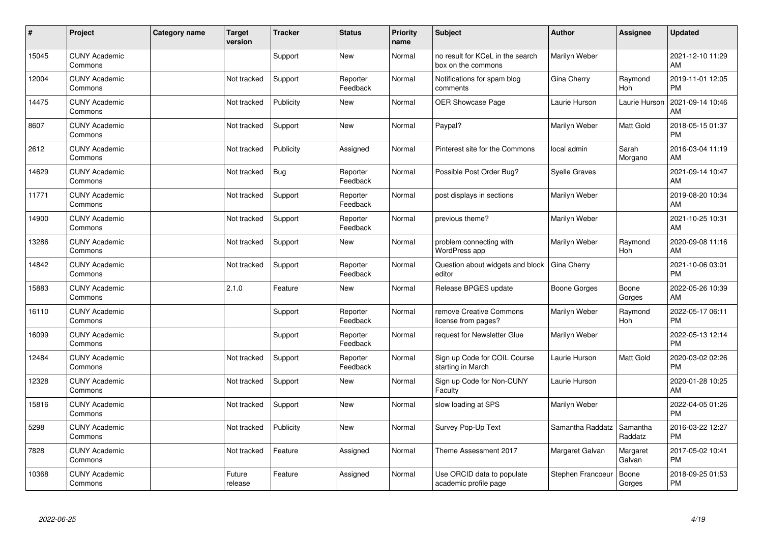| # | Project | Category name | Target version | Tracker | Status | Priority name | Subject | Author | Assignee | Updated |
|---|---|---|---|---|---|---|---|---|---|---|
| 15045 | CUNY Academic Commons | | | Support | New | Normal | no result for KCeL in the search box on the commons | Marilyn Weber | | 2021-12-10 11:29 AM |
| 12004 | CUNY Academic Commons | | Not tracked | Support | Reporter Feedback | Normal | Notifications for spam blog comments | Gina Cherry | Raymond Hoh | 2019-11-01 12:05 PM |
| 14475 | CUNY Academic Commons | | Not tracked | Publicity | New | Normal | OER Showcase Page | Laurie Hurson | Laurie Hurson | 2021-09-14 10:46 AM |
| 8607 | CUNY Academic Commons | | Not tracked | Support | New | Normal | Paypal? | Marilyn Weber | Matt Gold | 2018-05-15 01:37 PM |
| 2612 | CUNY Academic Commons | | Not tracked | Publicity | Assigned | Normal | Pinterest site for the Commons | local admin | Sarah Morgano | 2016-03-04 11:19 AM |
| 14629 | CUNY Academic Commons | | Not tracked | Bug | Reporter Feedback | Normal | Possible Post Order Bug? | Syelle Graves | | 2021-09-14 10:47 AM |
| 11771 | CUNY Academic Commons | | Not tracked | Support | Reporter Feedback | Normal | post displays in sections | Marilyn Weber | | 2019-08-20 10:34 AM |
| 14900 | CUNY Academic Commons | | Not tracked | Support | Reporter Feedback | Normal | previous theme? | Marilyn Weber | | 2021-10-25 10:31 AM |
| 13286 | CUNY Academic Commons | | Not tracked | Support | New | Normal | problem connecting with WordPress app | Marilyn Weber | Raymond Hoh | 2020-09-08 11:16 AM |
| 14842 | CUNY Academic Commons | | Not tracked | Support | Reporter Feedback | Normal | Question about widgets and block editor | Gina Cherry | | 2021-10-06 03:01 PM |
| 15883 | CUNY Academic Commons | | 2.1.0 | Feature | New | Normal | Release BPGES update | Boone Gorges | Boone Gorges | 2022-05-26 10:39 AM |
| 16110 | CUNY Academic Commons | | | Support | Reporter Feedback | Normal | remove Creative Commons license from pages? | Marilyn Weber | Raymond Hoh | 2022-05-17 06:11 PM |
| 16099 | CUNY Academic Commons | | | Support | Reporter Feedback | Normal | request for Newsletter Glue | Marilyn Weber | | 2022-05-13 12:14 PM |
| 12484 | CUNY Academic Commons | | Not tracked | Support | Reporter Feedback | Normal | Sign up Code for COIL Course starting in March | Laurie Hurson | Matt Gold | 2020-03-02 02:26 PM |
| 12328 | CUNY Academic Commons | | Not tracked | Support | New | Normal | Sign up Code for Non-CUNY Faculty | Laurie Hurson | | 2020-01-28 10:25 AM |
| 15816 | CUNY Academic Commons | | Not tracked | Support | New | Normal | slow loading at SPS | Marilyn Weber | | 2022-04-05 01:26 PM |
| 5298 | CUNY Academic Commons | | Not tracked | Publicity | New | Normal | Survey Pop-Up Text | Samantha Raddatz | Samantha Raddatz | 2016-03-22 12:27 PM |
| 7828 | CUNY Academic Commons | | Not tracked | Feature | Assigned | Normal | Theme Assessment 2017 | Margaret Galvan | Margaret Galvan | 2017-05-02 10:41 PM |
| 10368 | CUNY Academic Commons | | Future release | Feature | Assigned | Normal | Use ORCID data to populate academic profile page | Stephen Francoeur | Boone Gorges | 2018-09-25 01:53 PM |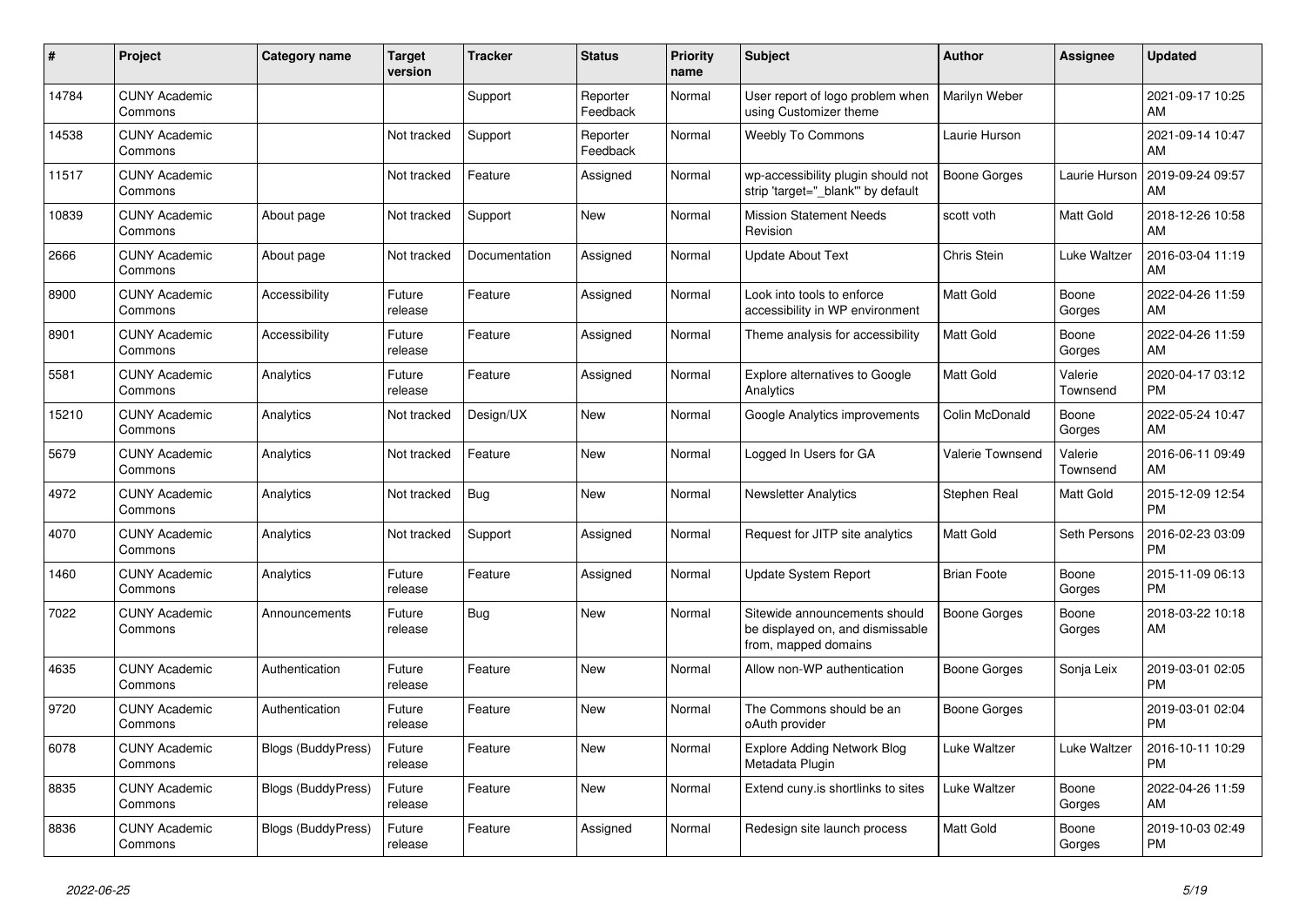| # | Project | Category name | Target version | Tracker | Status | Priority name | Subject | Author | Assignee | Updated |
|---|---|---|---|---|---|---|---|---|---|---|
| 14784 | CUNY Academic Commons | | | Support | Reporter Feedback | Normal | User report of logo problem when using Customizer theme | Marilyn Weber | | 2021-09-17 10:25 AM |
| 14538 | CUNY Academic Commons | | Not tracked | Support | Reporter Feedback | Normal | Weebly To Commons | Laurie Hurson | | 2021-09-14 10:47 AM |
| 11517 | CUNY Academic Commons | | Not tracked | Feature | Assigned | Normal | wp-accessibility plugin should not strip 'target="_blank"' by default | Boone Gorges | Laurie Hurson | 2019-09-24 09:57 AM |
| 10839 | CUNY Academic Commons | About page | Not tracked | Support | New | Normal | Mission Statement Needs Revision | scott voth | Matt Gold | 2018-12-26 10:58 AM |
| 2666 | CUNY Academic Commons | About page | Not tracked | Documentation | Assigned | Normal | Update About Text | Chris Stein | Luke Waltzer | 2016-03-04 11:19 AM |
| 8900 | CUNY Academic Commons | Accessibility | Future release | Feature | Assigned | Normal | Look into tools to enforce accessibility in WP environment | Matt Gold | Boone Gorges | 2022-04-26 11:59 AM |
| 8901 | CUNY Academic Commons | Accessibility | Future release | Feature | Assigned | Normal | Theme analysis for accessibility | Matt Gold | Boone Gorges | 2022-04-26 11:59 AM |
| 5581 | CUNY Academic Commons | Analytics | Future release | Feature | Assigned | Normal | Explore alternatives to Google Analytics | Matt Gold | Valerie Townsend | 2020-04-17 03:12 PM |
| 15210 | CUNY Academic Commons | Analytics | Not tracked | Design/UX | New | Normal | Google Analytics improvements | Colin McDonald | Boone Gorges | 2022-05-24 10:47 AM |
| 5679 | CUNY Academic Commons | Analytics | Not tracked | Feature | New | Normal | Logged In Users for GA | Valerie Townsend | Valerie Townsend | 2016-06-11 09:49 AM |
| 4972 | CUNY Academic Commons | Analytics | Not tracked | Bug | New | Normal | Newsletter Analytics | Stephen Real | Matt Gold | 2015-12-09 12:54 PM |
| 4070 | CUNY Academic Commons | Analytics | Not tracked | Support | Assigned | Normal | Request for JITP site analytics | Matt Gold | Seth Persons | 2016-02-23 03:09 PM |
| 1460 | CUNY Academic Commons | Analytics | Future release | Feature | Assigned | Normal | Update System Report | Brian Foote | Boone Gorges | 2015-11-09 06:13 PM |
| 7022 | CUNY Academic Commons | Announcements | Future release | Bug | New | Normal | Sitewide announcements should be displayed on, and dismissable from, mapped domains | Boone Gorges | Boone Gorges | 2018-03-22 10:18 AM |
| 4635 | CUNY Academic Commons | Authentication | Future release | Feature | New | Normal | Allow non-WP authentication | Boone Gorges | Sonja Leix | 2019-03-01 02:05 PM |
| 9720 | CUNY Academic Commons | Authentication | Future release | Feature | New | Normal | The Commons should be an oAuth provider | Boone Gorges | | 2019-03-01 02:04 PM |
| 6078 | CUNY Academic Commons | Blogs (BuddyPress) | Future release | Feature | New | Normal | Explore Adding Network Blog Metadata Plugin | Luke Waltzer | Luke Waltzer | 2016-10-11 10:29 PM |
| 8835 | CUNY Academic Commons | Blogs (BuddyPress) | Future release | Feature | New | Normal | Extend cuny.is shortlinks to sites | Luke Waltzer | Boone Gorges | 2022-04-26 11:59 AM |
| 8836 | CUNY Academic Commons | Blogs (BuddyPress) | Future release | Feature | Assigned | Normal | Redesign site launch process | Matt Gold | Boone Gorges | 2019-10-03 02:49 PM |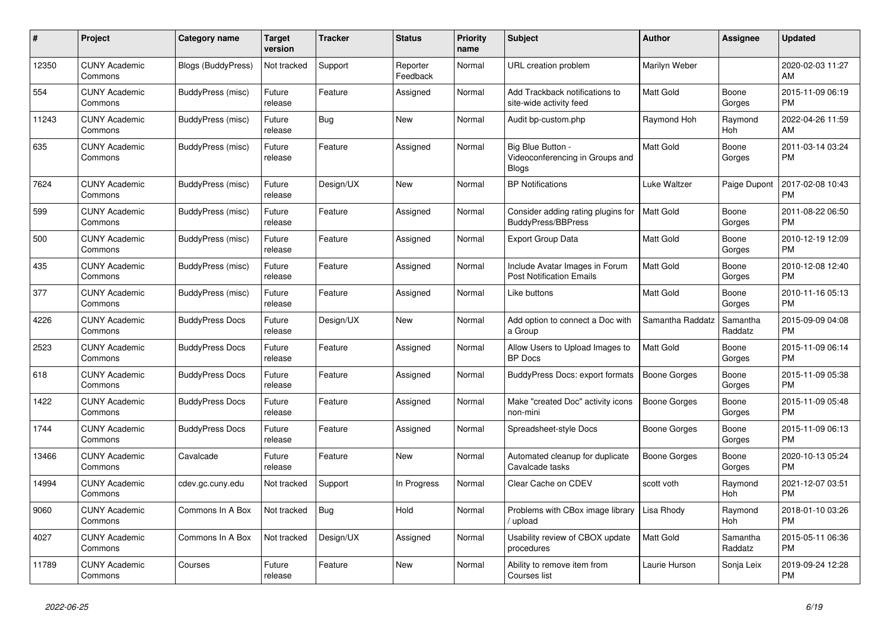| # | Project | Category name | Target version | Tracker | Status | Priority name | Subject | Author | Assignee | Updated |
|---|---|---|---|---|---|---|---|---|---|---|
| 12350 | CUNY Academic Commons | Blogs (BuddyPress) | Not tracked | Support | Reporter Feedback | Normal | URL creation problem | Marilyn Weber | | 2020-02-03 11:27 AM |
| 554 | CUNY Academic Commons | BuddyPress (misc) | Future release | Feature | Assigned | Normal | Add Trackback notifications to site-wide activity feed | Matt Gold | Boone Gorges | 2015-11-09 06:19 PM |
| 11243 | CUNY Academic Commons | BuddyPress (misc) | Future release | Bug | New | Normal | Audit bp-custom.php | Raymond Hoh | Raymond Hoh | 2022-04-26 11:59 AM |
| 635 | CUNY Academic Commons | BuddyPress (misc) | Future release | Feature | Assigned | Normal | Big Blue Button - Videoconferencing in Groups and Blogs | Matt Gold | Boone Gorges | 2011-03-14 03:24 PM |
| 7624 | CUNY Academic Commons | BuddyPress (misc) | Future release | Design/UX | New | Normal | BP Notifications | Luke Waltzer | Paige Dupont | 2017-02-08 10:43 PM |
| 599 | CUNY Academic Commons | BuddyPress (misc) | Future release | Feature | Assigned | Normal | Consider adding rating plugins for BuddyPress/BBPress | Matt Gold | Boone Gorges | 2011-08-22 06:50 PM |
| 500 | CUNY Academic Commons | BuddyPress (misc) | Future release | Feature | Assigned | Normal | Export Group Data | Matt Gold | Boone Gorges | 2010-12-19 12:09 PM |
| 435 | CUNY Academic Commons | BuddyPress (misc) | Future release | Feature | Assigned | Normal | Include Avatar Images in Forum Post Notification Emails | Matt Gold | Boone Gorges | 2010-12-08 12:40 PM |
| 377 | CUNY Academic Commons | BuddyPress (misc) | Future release | Feature | Assigned | Normal | Like buttons | Matt Gold | Boone Gorges | 2010-11-16 05:13 PM |
| 4226 | CUNY Academic Commons | BuddyPress Docs | Future release | Design/UX | New | Normal | Add option to connect a Doc with a Group | Samantha Raddatz | Samantha Raddatz | 2015-09-09 04:08 PM |
| 2523 | CUNY Academic Commons | BuddyPress Docs | Future release | Feature | Assigned | Normal | Allow Users to Upload Images to BP Docs | Matt Gold | Boone Gorges | 2015-11-09 06:14 PM |
| 618 | CUNY Academic Commons | BuddyPress Docs | Future release | Feature | Assigned | Normal | BuddyPress Docs: export formats | Boone Gorges | Boone Gorges | 2015-11-09 05:38 PM |
| 1422 | CUNY Academic Commons | BuddyPress Docs | Future release | Feature | Assigned | Normal | Make "created Doc" activity icons non-mini | Boone Gorges | Boone Gorges | 2015-11-09 05:48 PM |
| 1744 | CUNY Academic Commons | BuddyPress Docs | Future release | Feature | Assigned | Normal | Spreadsheet-style Docs | Boone Gorges | Boone Gorges | 2015-11-09 06:13 PM |
| 13466 | CUNY Academic Commons | Cavalcade | Future release | Feature | New | Normal | Automated cleanup for duplicate Cavalcade tasks | Boone Gorges | Boone Gorges | 2020-10-13 05:24 PM |
| 14994 | CUNY Academic Commons | cdev.gc.cuny.edu | Not tracked | Support | In Progress | Normal | Clear Cache on CDEV | scott voth | Raymond Hoh | 2021-12-07 03:51 PM |
| 9060 | CUNY Academic Commons | Commons In A Box | Not tracked | Bug | Hold | Normal | Problems with CBox image library / upload | Lisa Rhody | Raymond Hoh | 2018-01-10 03:26 PM |
| 4027 | CUNY Academic Commons | Commons In A Box | Not tracked | Design/UX | Assigned | Normal | Usability review of CBOX update procedures | Matt Gold | Samantha Raddatz | 2015-05-11 06:36 PM |
| 11789 | CUNY Academic Commons | Courses | Future release | Feature | New | Normal | Ability to remove item from Courses list | Laurie Hurson | Sonja Leix | 2019-09-24 12:28 PM |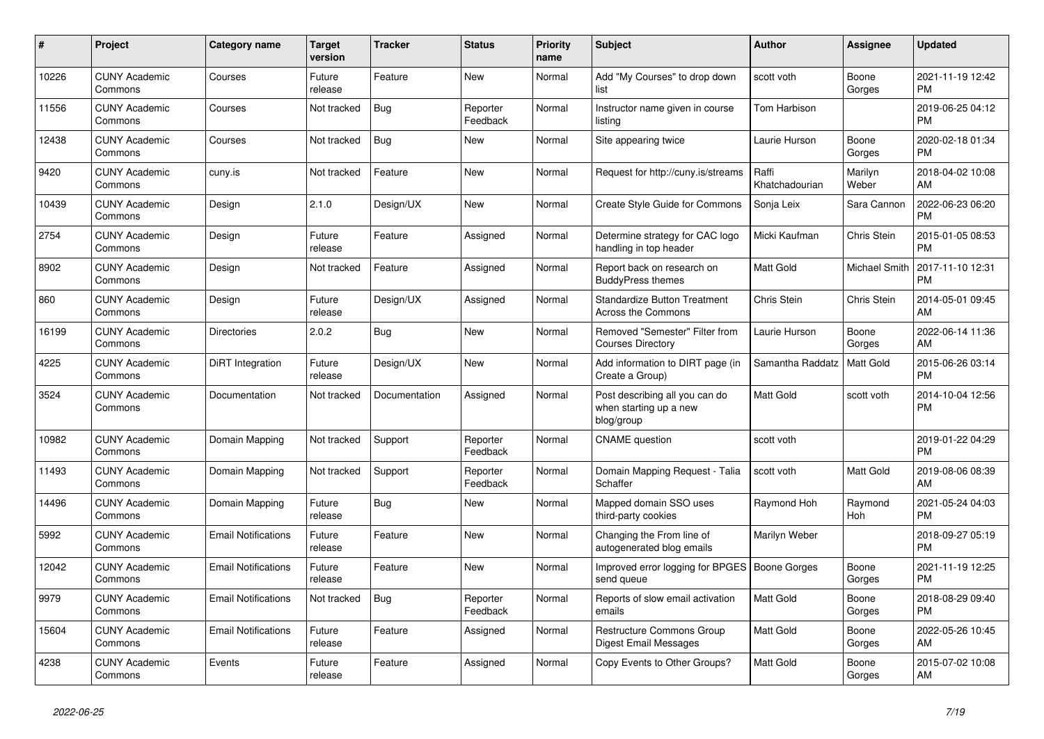| # | Project | Category name | Target version | Tracker | Status | Priority name | Subject | Author | Assignee | Updated |
|---|---|---|---|---|---|---|---|---|---|---|
| 10226 | CUNY Academic Commons | Courses | Future release | Feature | New | Normal | Add "My Courses" to drop down list | scott voth | Boone Gorges | 2021-11-19 12:42 PM |
| 11556 | CUNY Academic Commons | Courses | Not tracked | Bug | Reporter Feedback | Normal | Instructor name given in course listing | Tom Harbison | | 2019-06-25 04:12 PM |
| 12438 | CUNY Academic Commons | Courses | Not tracked | Bug | New | Normal | Site appearing twice | Laurie Hurson | Boone Gorges | 2020-02-18 01:34 PM |
| 9420 | CUNY Academic Commons | cuny.is | Not tracked | Feature | New | Normal | Request for http://cuny.is/streams | Raffi Khatchadourian | Marilyn Weber | 2018-04-02 10:08 AM |
| 10439 | CUNY Academic Commons | Design | 2.1.0 | Design/UX | New | Normal | Create Style Guide for Commons | Sonja Leix | Sara Cannon | 2022-06-23 06:20 PM |
| 2754 | CUNY Academic Commons | Design | Future release | Feature | Assigned | Normal | Determine strategy for CAC logo handling in top header | Micki Kaufman | Chris Stein | 2015-01-05 08:53 PM |
| 8902 | CUNY Academic Commons | Design | Not tracked | Feature | Assigned | Normal | Report back on research on BuddyPress themes | Matt Gold | Michael Smith | 2017-11-10 12:31 PM |
| 860 | CUNY Academic Commons | Design | Future release | Design/UX | Assigned | Normal | Standardize Button Treatment Across the Commons | Chris Stein | Chris Stein | 2014-05-01 09:45 AM |
| 16199 | CUNY Academic Commons | Directories | 2.0.2 | Bug | New | Normal | Removed "Semester" Filter from Courses Directory | Laurie Hurson | Boone Gorges | 2022-06-14 11:36 AM |
| 4225 | CUNY Academic Commons | DiRT Integration | Future release | Design/UX | New | Normal | Add information to DIRT page (in Create a Group) | Samantha Raddatz | Matt Gold | 2015-06-26 03:14 PM |
| 3524 | CUNY Academic Commons | Documentation | Not tracked | Documentation | Assigned | Normal | Post describing all you can do when starting up a new blog/group | Matt Gold | scott voth | 2014-10-04 12:56 PM |
| 10982 | CUNY Academic Commons | Domain Mapping | Not tracked | Support | Reporter Feedback | Normal | CNAME question | scott voth | | 2019-01-22 04:29 PM |
| 11493 | CUNY Academic Commons | Domain Mapping | Not tracked | Support | Reporter Feedback | Normal | Domain Mapping Request - Talia Schaffer | scott voth | Matt Gold | 2019-08-06 08:39 AM |
| 14496 | CUNY Academic Commons | Domain Mapping | Future release | Bug | New | Normal | Mapped domain SSO uses third-party cookies | Raymond Hoh | Raymond Hoh | 2021-05-24 04:03 PM |
| 5992 | CUNY Academic Commons | Email Notifications | Future release | Feature | New | Normal | Changing the From line of autogenerated blog emails | Marilyn Weber | | 2018-09-27 05:19 PM |
| 12042 | CUNY Academic Commons | Email Notifications | Future release | Feature | New | Normal | Improved error logging for BPGES send queue | Boone Gorges | Boone Gorges | 2021-11-19 12:25 PM |
| 9979 | CUNY Academic Commons | Email Notifications | Not tracked | Bug | Reporter Feedback | Normal | Reports of slow email activation emails | Matt Gold | Boone Gorges | 2018-08-29 09:40 PM |
| 15604 | CUNY Academic Commons | Email Notifications | Future release | Feature | Assigned | Normal | Restructure Commons Group Digest Email Messages | Matt Gold | Boone Gorges | 2022-05-26 10:45 AM |
| 4238 | CUNY Academic Commons | Events | Future release | Feature | Assigned | Normal | Copy Events to Other Groups? | Matt Gold | Boone Gorges | 2015-07-02 10:08 AM |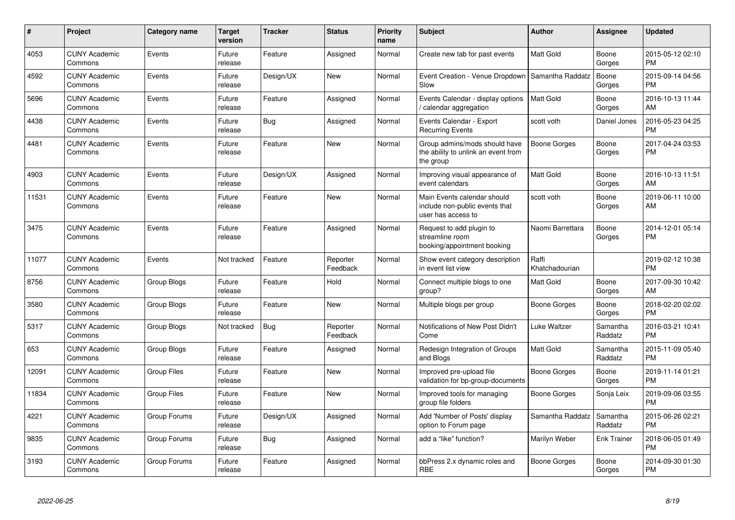| # | Project | Category name | Target version | Tracker | Status | Priority name | Subject | Author | Assignee | Updated |
|---|---|---|---|---|---|---|---|---|---|---|
| 4053 | CUNY Academic Commons | Events | Future release | Feature | Assigned | Normal | Create new tab for past events | Matt Gold | Boone Gorges | 2015-05-12 02:10 PM |
| 4592 | CUNY Academic Commons | Events | Future release | Design/UX | New | Normal | Event Creation - Venue Dropdown Slow | Samantha Raddatz | Boone Gorges | 2015-09-14 04:56 PM |
| 5696 | CUNY Academic Commons | Events | Future release | Feature | Assigned | Normal | Events Calendar - display options / calendar aggregation | Matt Gold | Boone Gorges | 2016-10-13 11:44 AM |
| 4438 | CUNY Academic Commons | Events | Future release | Bug | Assigned | Normal | Events Calendar - Export Recurring Events | scott voth | Daniel Jones | 2016-05-23 04:25 PM |
| 4481 | CUNY Academic Commons | Events | Future release | Feature | New | Normal | Group admins/mods should have the ability to unlink an event from the group | Boone Gorges | Boone Gorges | 2017-04-24 03:53 PM |
| 4903 | CUNY Academic Commons | Events | Future release | Design/UX | Assigned | Normal | Improving visual appearance of event calendars | Matt Gold | Boone Gorges | 2016-10-13 11:51 AM |
| 11531 | CUNY Academic Commons | Events | Future release | Feature | New | Normal | Main Events calendar should include non-public events that user has access to | scott voth | Boone Gorges | 2019-06-11 10:00 AM |
| 3475 | CUNY Academic Commons | Events | Future release | Feature | Assigned | Normal | Request to add plugin to streamline room booking/appointment booking | Naomi Barrettara | Boone Gorges | 2014-12-01 05:14 PM |
| 11077 | CUNY Academic Commons | Events | Not tracked | Feature | Reporter Feedback | Normal | Show event category description in event list view | Raffi Khatchadourian | | 2019-02-12 10:38 PM |
| 8756 | CUNY Academic Commons | Group Blogs | Future release | Feature | Hold | Normal | Connect multiple blogs to one group? | Matt Gold | Boone Gorges | 2017-09-30 10:42 AM |
| 3580 | CUNY Academic Commons | Group Blogs | Future release | Feature | New | Normal | Multiple blogs per group | Boone Gorges | Boone Gorges | 2018-02-20 02:02 PM |
| 5317 | CUNY Academic Commons | Group Blogs | Not tracked | Bug | Reporter Feedback | Normal | Notifications of New Post Didn't Come | Luke Waltzer | Samantha Raddatz | 2016-03-21 10:41 PM |
| 653 | CUNY Academic Commons | Group Blogs | Future release | Feature | Assigned | Normal | Redesign Integration of Groups and Blogs | Matt Gold | Samantha Raddatz | 2015-11-09 05:40 PM |
| 12091 | CUNY Academic Commons | Group Files | Future release | Feature | New | Normal | Improved pre-upload file validation for bp-group-documents | Boone Gorges | Boone Gorges | 2019-11-14 01:21 PM |
| 11834 | CUNY Academic Commons | Group Files | Future release | Feature | New | Normal | Improved tools for managing group file folders | Boone Gorges | Sonja Leix | 2019-09-06 03:55 PM |
| 4221 | CUNY Academic Commons | Group Forums | Future release | Design/UX | Assigned | Normal | Add 'Number of Posts' display option to Forum page | Samantha Raddatz | Samantha Raddatz | 2015-06-26 02:21 PM |
| 9835 | CUNY Academic Commons | Group Forums | Future release | Bug | Assigned | Normal | add a "like" function? | Marilyn Weber | Erik Trainer | 2018-06-05 01:49 PM |
| 3193 | CUNY Academic Commons | Group Forums | Future release | Feature | Assigned | Normal | bbPress 2.x dynamic roles and RBE | Boone Gorges | Boone Gorges | 2014-09-30 01:30 PM |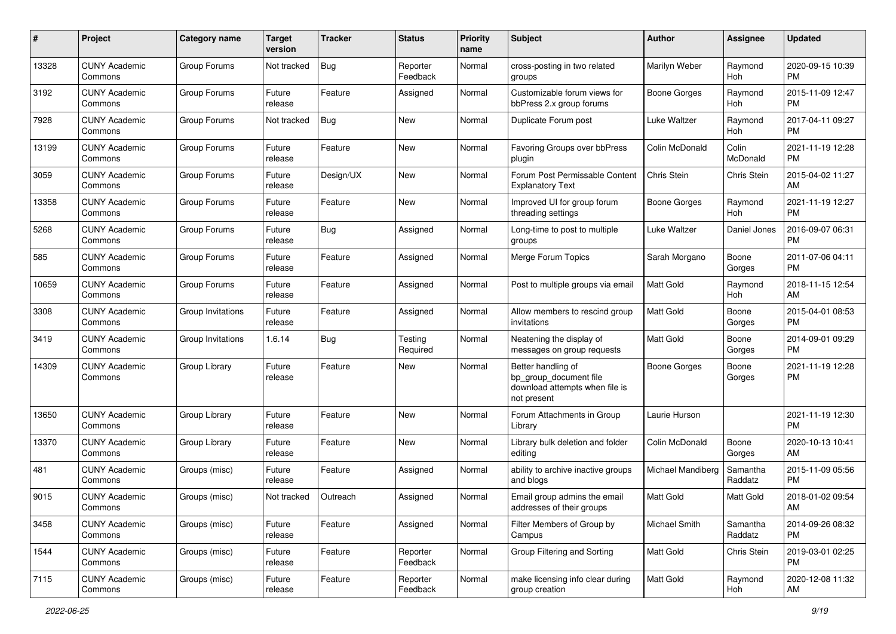| # | Project | Category name | Target version | Tracker | Status | Priority name | Subject | Author | Assignee | Updated |
|---|---|---|---|---|---|---|---|---|---|---|
| 13328 | CUNY Academic Commons | Group Forums | Not tracked | Bug | Reporter Feedback | Normal | cross-posting in two related groups | Marilyn Weber | Raymond Hoh | 2020-09-15 10:39 PM |
| 3192 | CUNY Academic Commons | Group Forums | Future release | Feature | Assigned | Normal | Customizable forum views for bbPress 2.x group forums | Boone Gorges | Raymond Hoh | 2015-11-09 12:47 PM |
| 7928 | CUNY Academic Commons | Group Forums | Not tracked | Bug | New | Normal | Duplicate Forum post | Luke Waltzer | Raymond Hoh | 2017-04-11 09:27 PM |
| 13199 | CUNY Academic Commons | Group Forums | Future release | Feature | New | Normal | Favoring Groups over bbPress plugin | Colin McDonald | Colin McDonald | 2021-11-19 12:28 PM |
| 3059 | CUNY Academic Commons | Group Forums | Future release | Design/UX | New | Normal | Forum Post Permissable Content Explanatory Text | Chris Stein | Chris Stein | 2015-04-02 11:27 AM |
| 13358 | CUNY Academic Commons | Group Forums | Future release | Feature | New | Normal | Improved UI for group forum threading settings | Boone Gorges | Raymond Hoh | 2021-11-19 12:27 PM |
| 5268 | CUNY Academic Commons | Group Forums | Future release | Bug | Assigned | Normal | Long-time to post to multiple groups | Luke Waltzer | Daniel Jones | 2016-09-07 06:31 PM |
| 585 | CUNY Academic Commons | Group Forums | Future release | Feature | Assigned | Normal | Merge Forum Topics | Sarah Morgano | Boone Gorges | 2011-07-06 04:11 PM |
| 10659 | CUNY Academic Commons | Group Forums | Future release | Feature | Assigned | Normal | Post to multiple groups via email | Matt Gold | Raymond Hoh | 2018-11-15 12:54 AM |
| 3308 | CUNY Academic Commons | Group Invitations | Future release | Feature | Assigned | Normal | Allow members to rescind group invitations | Matt Gold | Boone Gorges | 2015-04-01 08:53 PM |
| 3419 | CUNY Academic Commons | Group Invitations | 1.6.14 | Bug | Testing Required | Normal | Neatening the display of messages on group requests | Matt Gold | Boone Gorges | 2014-09-01 09:29 PM |
| 14309 | CUNY Academic Commons | Group Library | Future release | Feature | New | Normal | Better handling of bp_group_document file download attempts when file is not present | Boone Gorges | Boone Gorges | 2021-11-19 12:28 PM |
| 13650 | CUNY Academic Commons | Group Library | Future release | Feature | New | Normal | Forum Attachments in Group Library | Laurie Hurson | | 2021-11-19 12:30 PM |
| 13370 | CUNY Academic Commons | Group Library | Future release | Feature | New | Normal | Library bulk deletion and folder editing | Colin McDonald | Boone Gorges | 2020-10-13 10:41 AM |
| 481 | CUNY Academic Commons | Groups (misc) | Future release | Feature | Assigned | Normal | ability to archive inactive groups and blogs | Michael Mandiberg | Samantha Raddatz | 2015-11-09 05:56 PM |
| 9015 | CUNY Academic Commons | Groups (misc) | Not tracked | Outreach | Assigned | Normal | Email group admins the email addresses of their groups | Matt Gold | Matt Gold | 2018-01-02 09:54 AM |
| 3458 | CUNY Academic Commons | Groups (misc) | Future release | Feature | Assigned | Normal | Filter Members of Group by Campus | Michael Smith | Samantha Raddatz | 2014-09-26 08:32 PM |
| 1544 | CUNY Academic Commons | Groups (misc) | Future release | Feature | Reporter Feedback | Normal | Group Filtering and Sorting | Matt Gold | Chris Stein | 2019-03-01 02:25 PM |
| 7115 | CUNY Academic Commons | Groups (misc) | Future release | Feature | Reporter Feedback | Normal | make licensing info clear during group creation | Matt Gold | Raymond Hoh | 2020-12-08 11:32 AM |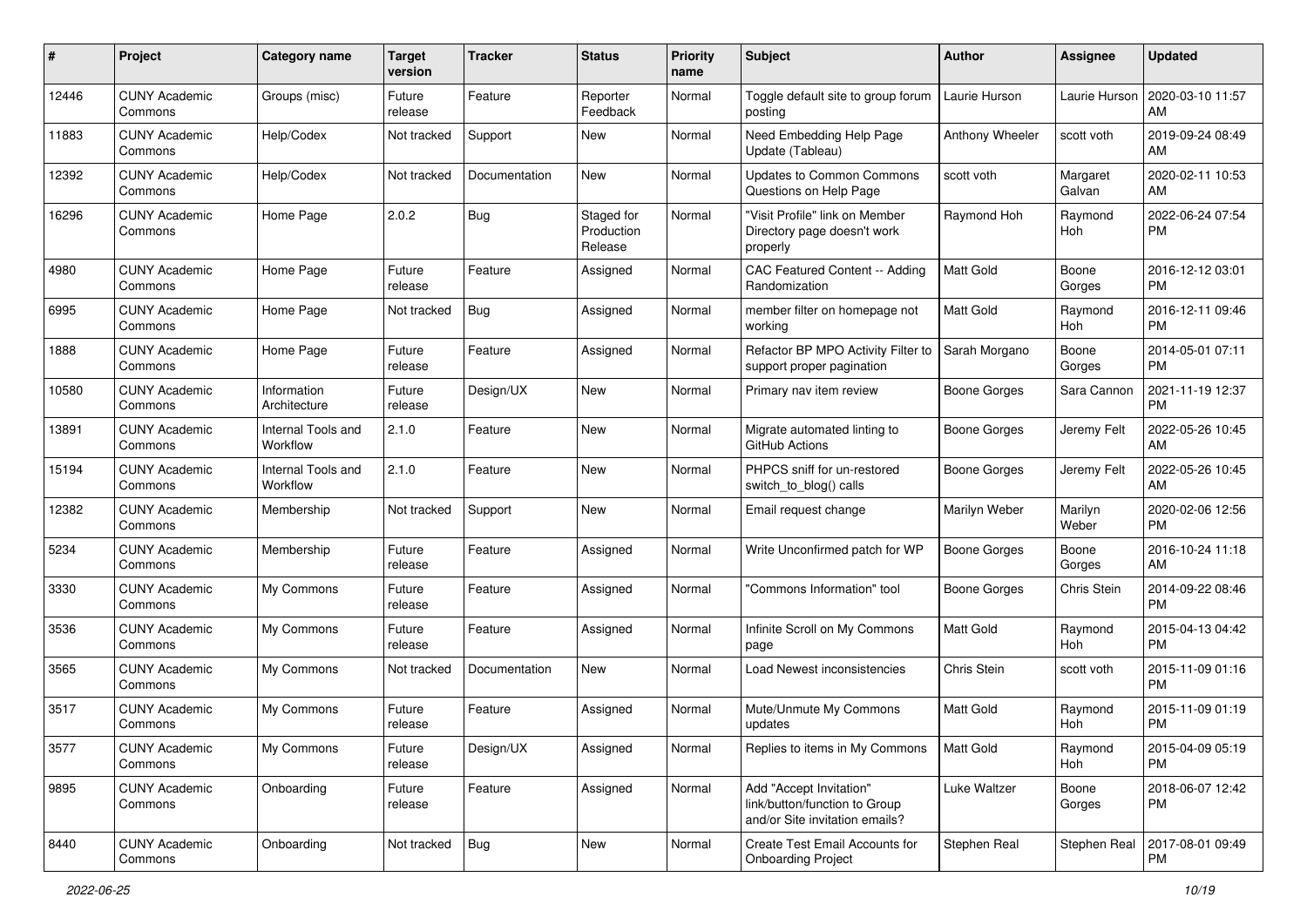| # | Project | Category name | Target version | Tracker | Status | Priority name | Subject | Author | Assignee | Updated |
|---|---|---|---|---|---|---|---|---|---|---|
| 12446 | CUNY Academic Commons | Groups (misc) | Future release | Feature | Reporter Feedback | Normal | Toggle default site to group forum posting | Laurie Hurson | Laurie Hurson | 2020-03-10 11:57 AM |
| 11883 | CUNY Academic Commons | Help/Codex | Not tracked | Support | New | Normal | Need Embedding Help Page Update (Tableau) | Anthony Wheeler | scott voth | 2019-09-24 08:49 AM |
| 12392 | CUNY Academic Commons | Help/Codex | Not tracked | Documentation | New | Normal | Updates to Common Commons Questions on Help Page | scott voth | Margaret Galvan | 2020-02-11 10:53 AM |
| 16296 | CUNY Academic Commons | Home Page | 2.0.2 | Bug | Staged for Production Release | Normal | "Visit Profile" link on Member Directory page doesn't work properly | Raymond Hoh | Raymond Hoh | 2022-06-24 07:54 PM |
| 4980 | CUNY Academic Commons | Home Page | Future release | Feature | Assigned | Normal | CAC Featured Content -- Adding Randomization | Matt Gold | Boone Gorges | 2016-12-12 03:01 PM |
| 6995 | CUNY Academic Commons | Home Page | Not tracked | Bug | Assigned | Normal | member filter on homepage not working | Matt Gold | Raymond Hoh | 2016-12-11 09:46 PM |
| 1888 | CUNY Academic Commons | Home Page | Future release | Feature | Assigned | Normal | Refactor BP MPO Activity Filter to support proper pagination | Sarah Morgano | Boone Gorges | 2014-05-01 07:11 PM |
| 10580 | CUNY Academic Commons | Information Architecture | Future release | Design/UX | New | Normal | Primary nav item review | Boone Gorges | Sara Cannon | 2021-11-19 12:37 PM |
| 13891 | CUNY Academic Commons | Internal Tools and Workflow | 2.1.0 | Feature | New | Normal | Migrate automated linting to GitHub Actions | Boone Gorges | Jeremy Felt | 2022-05-26 10:45 AM |
| 15194 | CUNY Academic Commons | Internal Tools and Workflow | 2.1.0 | Feature | New | Normal | PHPCS sniff for un-restored switch_to_blog() calls | Boone Gorges | Jeremy Felt | 2022-05-26 10:45 AM |
| 12382 | CUNY Academic Commons | Membership | Not tracked | Support | New | Normal | Email request change | Marilyn Weber | Marilyn Weber | 2020-02-06 12:56 PM |
| 5234 | CUNY Academic Commons | Membership | Future release | Feature | Assigned | Normal | Write Unconfirmed patch for WP | Boone Gorges | Boone Gorges | 2016-10-24 11:18 AM |
| 3330 | CUNY Academic Commons | My Commons | Future release | Feature | Assigned | Normal | "Commons Information" tool | Boone Gorges | Chris Stein | 2014-09-22 08:46 PM |
| 3536 | CUNY Academic Commons | My Commons | Future release | Feature | Assigned | Normal | Infinite Scroll on My Commons page | Matt Gold | Raymond Hoh | 2015-04-13 04:42 PM |
| 3565 | CUNY Academic Commons | My Commons | Not tracked | Documentation | New | Normal | Load Newest inconsistencies | Chris Stein | scott voth | 2015-11-09 01:16 PM |
| 3517 | CUNY Academic Commons | My Commons | Future release | Feature | Assigned | Normal | Mute/Unmute My Commons updates | Matt Gold | Raymond Hoh | 2015-11-09 01:19 PM |
| 3577 | CUNY Academic Commons | My Commons | Future release | Design/UX | Assigned | Normal | Replies to items in My Commons | Matt Gold | Raymond Hoh | 2015-04-09 05:19 PM |
| 9895 | CUNY Academic Commons | Onboarding | Future release | Feature | Assigned | Normal | Add "Accept Invitation" link/button/function to Group and/or Site invitation emails? | Luke Waltzer | Boone Gorges | 2018-06-07 12:42 PM |
| 8440 | CUNY Academic Commons | Onboarding | Not tracked | Bug | New | Normal | Create Test Email Accounts for Onboarding Project | Stephen Real | Stephen Real | 2017-08-01 09:49 PM |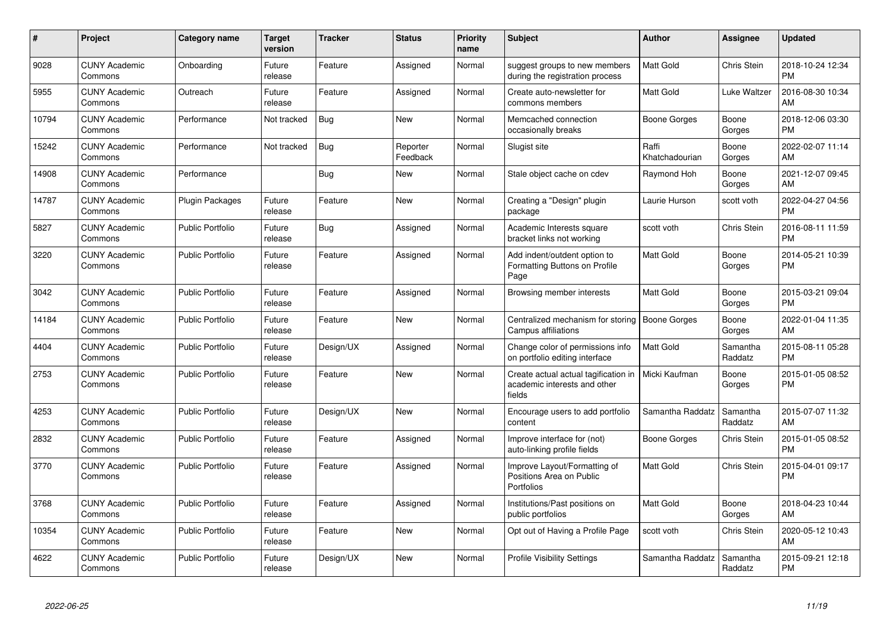| # | Project | Category name | Target version | Tracker | Status | Priority name | Subject | Author | Assignee | Updated |
|---|---|---|---|---|---|---|---|---|---|---|
| 9028 | CUNY Academic Commons | Onboarding | Future release | Feature | Assigned | Normal | suggest groups to new members during the registration process | Matt Gold | Chris Stein | 2018-10-24 12:34 PM |
| 5955 | CUNY Academic Commons | Outreach | Future release | Feature | Assigned | Normal | Create auto-newsletter for commons members | Matt Gold | Luke Waltzer | 2016-08-30 10:34 AM |
| 10794 | CUNY Academic Commons | Performance | Not tracked | Bug | New | Normal | Memcached connection occasionally breaks | Boone Gorges | Boone Gorges | 2018-12-06 03:30 PM |
| 15242 | CUNY Academic Commons | Performance | Not tracked | Bug | Reporter Feedback | Normal | Slugist site | Raffi Khatchadourian | Boone Gorges | 2022-02-07 11:14 AM |
| 14908 | CUNY Academic Commons | Performance | | Bug | New | Normal | Stale object cache on cdev | Raymond Hoh | Boone Gorges | 2021-12-07 09:45 AM |
| 14787 | CUNY Academic Commons | Plugin Packages | Future release | Feature | New | Normal | Creating a "Design" plugin package | Laurie Hurson | scott voth | 2022-04-27 04:56 PM |
| 5827 | CUNY Academic Commons | Public Portfolio | Future release | Bug | Assigned | Normal | Academic Interests square bracket links not working | scott voth | Chris Stein | 2016-08-11 11:59 PM |
| 3220 | CUNY Academic Commons | Public Portfolio | Future release | Feature | Assigned | Normal | Add indent/outdent option to Formatting Buttons on Profile Page | Matt Gold | Boone Gorges | 2014-05-21 10:39 PM |
| 3042 | CUNY Academic Commons | Public Portfolio | Future release | Feature | Assigned | Normal | Browsing member interests | Matt Gold | Boone Gorges | 2015-03-21 09:04 PM |
| 14184 | CUNY Academic Commons | Public Portfolio | Future release | Feature | New | Normal | Centralized mechanism for storing Campus affiliations | Boone Gorges | Boone Gorges | 2022-01-04 11:35 AM |
| 4404 | CUNY Academic Commons | Public Portfolio | Future release | Design/UX | Assigned | Normal | Change color of permissions info on portfolio editing interface | Matt Gold | Samantha Raddatz | 2015-08-11 05:28 PM |
| 2753 | CUNY Academic Commons | Public Portfolio | Future release | Feature | New | Normal | Create actual actual tagification in academic interests and other fields | Micki Kaufman | Boone Gorges | 2015-01-05 08:52 PM |
| 4253 | CUNY Academic Commons | Public Portfolio | Future release | Design/UX | New | Normal | Encourage users to add portfolio content | Samantha Raddatz | Samantha Raddatz | 2015-07-07 11:32 AM |
| 2832 | CUNY Academic Commons | Public Portfolio | Future release | Feature | Assigned | Normal | Improve interface for (not) auto-linking profile fields | Boone Gorges | Chris Stein | 2015-01-05 08:52 PM |
| 3770 | CUNY Academic Commons | Public Portfolio | Future release | Feature | Assigned | Normal | Improve Layout/Formatting of Positions Area on Public Portfolios | Matt Gold | Chris Stein | 2015-04-01 09:17 PM |
| 3768 | CUNY Academic Commons | Public Portfolio | Future release | Feature | Assigned | Normal | Institutions/Past positions on public portfolios | Matt Gold | Boone Gorges | 2018-04-23 10:44 AM |
| 10354 | CUNY Academic Commons | Public Portfolio | Future release | Feature | New | Normal | Opt out of Having a Profile Page | scott voth | Chris Stein | 2020-05-12 10:43 AM |
| 4622 | CUNY Academic Commons | Public Portfolio | Future release | Design/UX | New | Normal | Profile Visibility Settings | Samantha Raddatz | Samantha Raddatz | 2015-09-21 12:18 PM |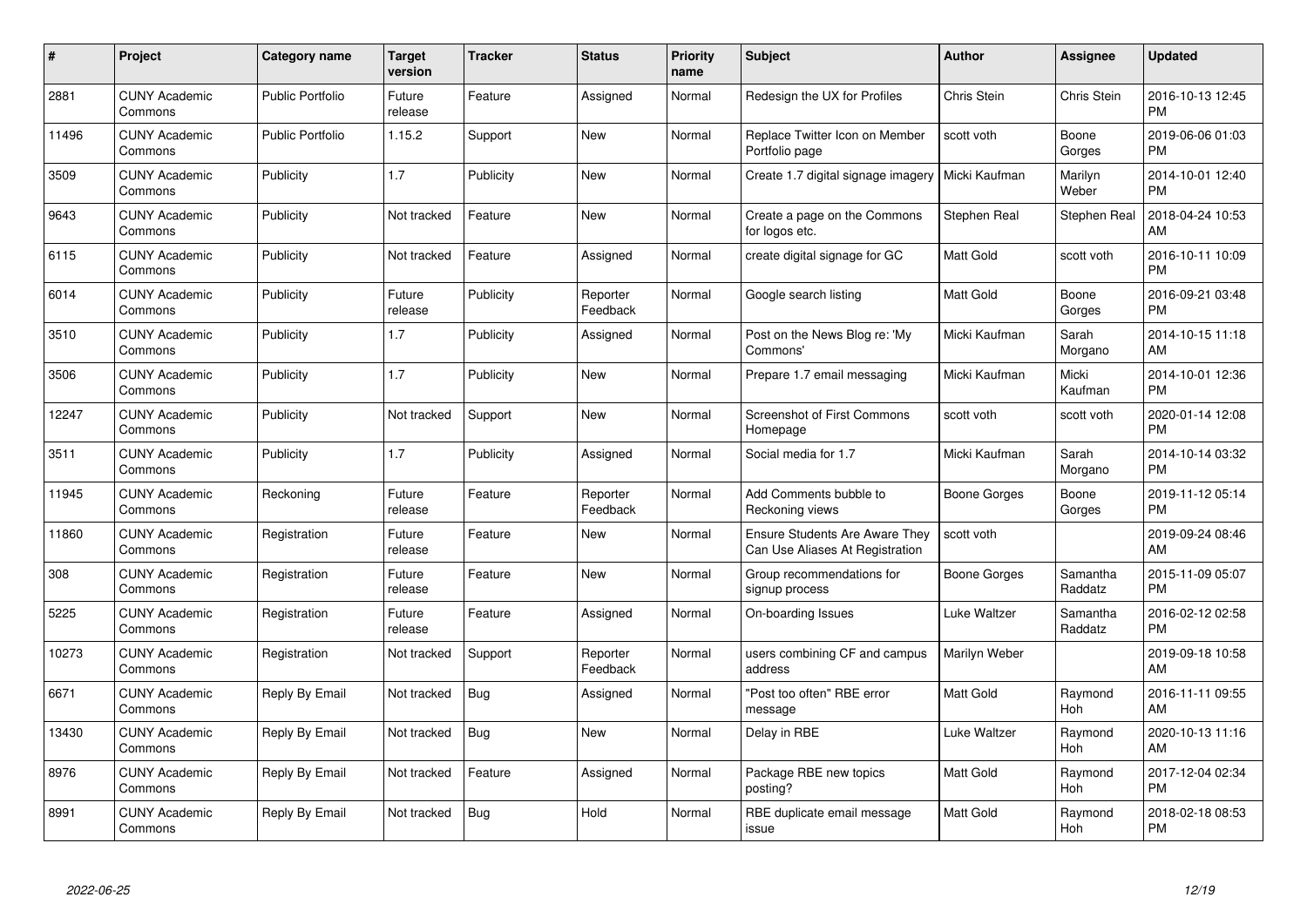| # | Project | Category name | Target version | Tracker | Status | Priority name | Subject | Author | Assignee | Updated |
|---|---|---|---|---|---|---|---|---|---|---|
| 2881 | CUNY Academic Commons | Public Portfolio | Future release | Feature | Assigned | Normal | Redesign the UX for Profiles | Chris Stein | Chris Stein | 2016-10-13 12:45 PM |
| 11496 | CUNY Academic Commons | Public Portfolio | 1.15.2 | Support | New | Normal | Replace Twitter Icon on Member Portfolio page | scott voth | Boone Gorges | 2019-06-06 01:03 PM |
| 3509 | CUNY Academic Commons | Publicity | 1.7 | Publicity | New | Normal | Create 1.7 digital signage imagery | Micki Kaufman | Marilyn Weber | 2014-10-01 12:40 PM |
| 9643 | CUNY Academic Commons | Publicity | Not tracked | Feature | New | Normal | Create a page on the Commons for logos etc. | Stephen Real | Stephen Real | 2018-04-24 10:53 AM |
| 6115 | CUNY Academic Commons | Publicity | Not tracked | Feature | Assigned | Normal | create digital signage for GC | Matt Gold | scott voth | 2016-10-11 10:09 PM |
| 6014 | CUNY Academic Commons | Publicity | Future release | Publicity | Reporter Feedback | Normal | Google search listing | Matt Gold | Boone Gorges | 2016-09-21 03:48 PM |
| 3510 | CUNY Academic Commons | Publicity | 1.7 | Publicity | Assigned | Normal | Post on the News Blog re: 'My Commons' | Micki Kaufman | Sarah Morgano | 2014-10-15 11:18 AM |
| 3506 | CUNY Academic Commons | Publicity | 1.7 | Publicity | New | Normal | Prepare 1.7 email messaging | Micki Kaufman | Micki Kaufman | 2014-10-01 12:36 PM |
| 12247 | CUNY Academic Commons | Publicity | Not tracked | Support | New | Normal | Screenshot of First Commons Homepage | scott voth | scott voth | 2020-01-14 12:08 PM |
| 3511 | CUNY Academic Commons | Publicity | 1.7 | Publicity | Assigned | Normal | Social media for 1.7 | Micki Kaufman | Sarah Morgano | 2014-10-14 03:32 PM |
| 11945 | CUNY Academic Commons | Reckoning | Future release | Feature | Reporter Feedback | Normal | Add Comments bubble to Reckoning views | Boone Gorges | Boone Gorges | 2019-11-12 05:14 PM |
| 11860 | CUNY Academic Commons | Registration | Future release | Feature | New | Normal | Ensure Students Are Aware They Can Use Aliases At Registration | scott voth | | 2019-09-24 08:46 AM |
| 308 | CUNY Academic Commons | Registration | Future release | Feature | New | Normal | Group recommendations for signup process | Boone Gorges | Samantha Raddatz | 2015-11-09 05:07 PM |
| 5225 | CUNY Academic Commons | Registration | Future release | Feature | Assigned | Normal | On-boarding Issues | Luke Waltzer | Samantha Raddatz | 2016-02-12 02:58 PM |
| 10273 | CUNY Academic Commons | Registration | Not tracked | Support | Reporter Feedback | Normal | users combining CF and campus address | Marilyn Weber | | 2019-09-18 10:58 AM |
| 6671 | CUNY Academic Commons | Reply By Email | Not tracked | Bug | Assigned | Normal | "Post too often" RBE error message | Matt Gold | Raymond Hoh | 2016-11-11 09:55 AM |
| 13430 | CUNY Academic Commons | Reply By Email | Not tracked | Bug | New | Normal | Delay in RBE | Luke Waltzer | Raymond Hoh | 2020-10-13 11:16 AM |
| 8976 | CUNY Academic Commons | Reply By Email | Not tracked | Feature | Assigned | Normal | Package RBE new topics posting? | Matt Gold | Raymond Hoh | 2017-12-04 02:34 PM |
| 8991 | CUNY Academic Commons | Reply By Email | Not tracked | Bug | Hold | Normal | RBE duplicate email message issue | Matt Gold | Raymond Hoh | 2018-02-18 08:53 PM |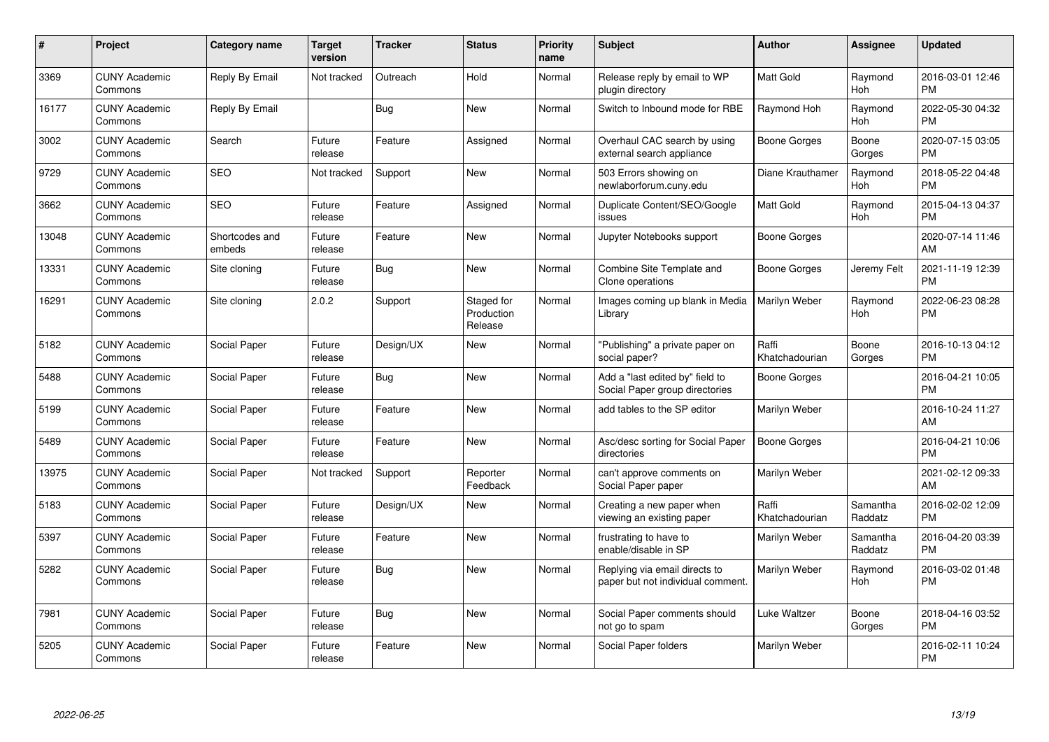| # | Project | Category name | Target version | Tracker | Status | Priority name | Subject | Author | Assignee | Updated |
|---|---|---|---|---|---|---|---|---|---|---|
| 3369 | CUNY Academic Commons | Reply By Email | Not tracked | Outreach | Hold | Normal | Release reply by email to WP plugin directory | Matt Gold | Raymond Hoh | 2016-03-01 12:46 PM |
| 16177 | CUNY Academic Commons | Reply By Email | | Bug | New | Normal | Switch to Inbound mode for RBE | Raymond Hoh | Raymond Hoh | 2022-05-30 04:32 PM |
| 3002 | CUNY Academic Commons | Search | Future release | Feature | Assigned | Normal | Overhaul CAC search by using external search appliance | Boone Gorges | Boone Gorges | 2020-07-15 03:05 PM |
| 9729 | CUNY Academic Commons | SEO | Not tracked | Support | New | Normal | 503 Errors showing on newlaborforum.cuny.edu | Diane Krauthamer | Raymond Hoh | 2018-05-22 04:48 PM |
| 3662 | CUNY Academic Commons | SEO | Future release | Feature | Assigned | Normal | Duplicate Content/SEO/Google issues | Matt Gold | Raymond Hoh | 2015-04-13 04:37 PM |
| 13048 | CUNY Academic Commons | Shortcodes and embeds | Future release | Feature | New | Normal | Jupyter Notebooks support | Boone Gorges | | 2020-07-14 11:46 AM |
| 13331 | CUNY Academic Commons | Site cloning | Future release | Bug | New | Normal | Combine Site Template and Clone operations | Boone Gorges | Jeremy Felt | 2021-11-19 12:39 PM |
| 16291 | CUNY Academic Commons | Site cloning | 2.0.2 | Support | Staged for Production Release | Normal | Images coming up blank in Media Library | Marilyn Weber | Raymond Hoh | 2022-06-23 08:28 PM |
| 5182 | CUNY Academic Commons | Social Paper | Future release | Design/UX | New | Normal | "Publishing" a private paper on social paper? | Raffi Khatchadourian | Boone Gorges | 2016-10-13 04:12 PM |
| 5488 | CUNY Academic Commons | Social Paper | Future release | Bug | New | Normal | Add a "last edited by" field to Social Paper group directories | Boone Gorges | | 2016-04-21 10:05 PM |
| 5199 | CUNY Academic Commons | Social Paper | Future release | Feature | New | Normal | add tables to the SP editor | Marilyn Weber | | 2016-10-24 11:27 AM |
| 5489 | CUNY Academic Commons | Social Paper | Future release | Feature | New | Normal | Asc/desc sorting for Social Paper directories | Boone Gorges | | 2016-04-21 10:06 PM |
| 13975 | CUNY Academic Commons | Social Paper | Not tracked | Support | Reporter Feedback | Normal | can't approve comments on Social Paper paper | Marilyn Weber | | 2021-02-12 09:33 AM |
| 5183 | CUNY Academic Commons | Social Paper | Future release | Design/UX | New | Normal | Creating a new paper when viewing an existing paper | Raffi Khatchadourian | Samantha Raddatz | 2016-02-02 12:09 PM |
| 5397 | CUNY Academic Commons | Social Paper | Future release | Feature | New | Normal | frustrating to have to enable/disable in SP | Marilyn Weber | Samantha Raddatz | 2016-04-20 03:39 PM |
| 5282 | CUNY Academic Commons | Social Paper | Future release | Bug | New | Normal | Replying via email directs to paper but not individual comment. | Marilyn Weber | Raymond Hoh | 2016-03-02 01:48 PM |
| 7981 | CUNY Academic Commons | Social Paper | Future release | Bug | New | Normal | Social Paper comments should not go to spam | Luke Waltzer | Boone Gorges | 2018-04-16 03:52 PM |
| 5205 | CUNY Academic Commons | Social Paper | Future release | Feature | New | Normal | Social Paper folders | Marilyn Weber | | 2016-02-11 10:24 PM |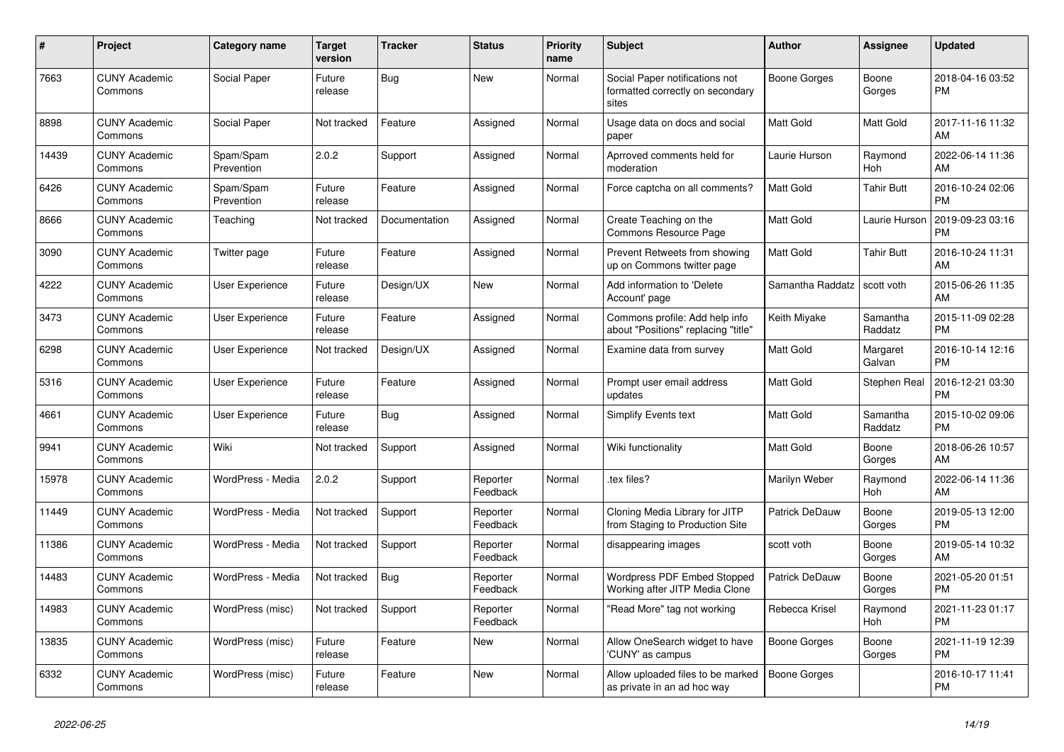| # | Project | Category name | Target version | Tracker | Status | Priority name | Subject | Author | Assignee | Updated |
|---|---|---|---|---|---|---|---|---|---|---|
| 7663 | CUNY Academic Commons | Social Paper | Future release | Bug | New | Normal | Social Paper notifications not formatted correctly on secondary sites | Boone Gorges | Boone Gorges | 2018-04-16 03:52 PM |
| 8898 | CUNY Academic Commons | Social Paper | Not tracked | Feature | Assigned | Normal | Usage data on docs and social paper | Matt Gold | Matt Gold | 2017-11-16 11:32 AM |
| 14439 | CUNY Academic Commons | Spam/Spam Prevention | 2.0.2 | Support | Assigned | Normal | Aprroved comments held for moderation | Laurie Hurson | Raymond Hoh | 2022-06-14 11:36 AM |
| 6426 | CUNY Academic Commons | Spam/Spam Prevention | Future release | Feature | Assigned | Normal | Force captcha on all comments? | Matt Gold | Tahir Butt | 2016-10-24 02:06 PM |
| 8666 | CUNY Academic Commons | Teaching | Not tracked | Documentation | Assigned | Normal | Create Teaching on the Commons Resource Page | Matt Gold | Laurie Hurson | 2019-09-23 03:16 PM |
| 3090 | CUNY Academic Commons | Twitter page | Future release | Feature | Assigned | Normal | Prevent Retweets from showing up on Commons twitter page | Matt Gold | Tahir Butt | 2016-10-24 11:31 AM |
| 4222 | CUNY Academic Commons | User Experience | Future release | Design/UX | New | Normal | Add information to 'Delete Account' page | Samantha Raddatz | scott voth | 2015-06-26 11:35 AM |
| 3473 | CUNY Academic Commons | User Experience | Future release | Feature | Assigned | Normal | Commons profile: Add help info about "Positions" replacing "title" | Keith Miyake | Samantha Raddatz | 2015-11-09 02:28 PM |
| 6298 | CUNY Academic Commons | User Experience | Not tracked | Design/UX | Assigned | Normal | Examine data from survey | Matt Gold | Margaret Galvan | 2016-10-14 12:16 PM |
| 5316 | CUNY Academic Commons | User Experience | Future release | Feature | Assigned | Normal | Prompt user email address updates | Matt Gold | Stephen Real | 2016-12-21 03:30 PM |
| 4661 | CUNY Academic Commons | User Experience | Future release | Bug | Assigned | Normal | Simplify Events text | Matt Gold | Samantha Raddatz | 2015-10-02 09:06 PM |
| 9941 | CUNY Academic Commons | Wiki | Not tracked | Support | Assigned | Normal | Wiki functionality | Matt Gold | Boone Gorges | 2018-06-26 10:57 AM |
| 15978 | CUNY Academic Commons | WordPress - Media | 2.0.2 | Support | Reporter Feedback | Normal | .tex files? | Marilyn Weber | Raymond Hoh | 2022-06-14 11:36 AM |
| 11449 | CUNY Academic Commons | WordPress - Media | Not tracked | Support | Reporter Feedback | Normal | Cloning Media Library for JITP from Staging to Production Site | Patrick DeDauw | Boone Gorges | 2019-05-13 12:00 PM |
| 11386 | CUNY Academic Commons | WordPress - Media | Not tracked | Support | Reporter Feedback | Normal | disappearing images | scott voth | Boone Gorges | 2019-05-14 10:32 AM |
| 14483 | CUNY Academic Commons | WordPress - Media | Not tracked | Bug | Reporter Feedback | Normal | Wordpress PDF Embed Stopped Working after JITP Media Clone | Patrick DeDauw | Boone Gorges | 2021-05-20 01:51 PM |
| 14983 | CUNY Academic Commons | WordPress (misc) | Not tracked | Support | Reporter Feedback | Normal | "Read More" tag not working | Rebecca Krisel | Raymond Hoh | 2021-11-23 01:17 PM |
| 13835 | CUNY Academic Commons | WordPress (misc) | Future release | Feature | New | Normal | Allow OneSearch widget to have 'CUNY' as campus | Boone Gorges | Boone Gorges | 2021-11-19 12:39 PM |
| 6332 | CUNY Academic Commons | WordPress (misc) | Future release | Feature | New | Normal | Allow uploaded files to be marked as private in an ad hoc way | Boone Gorges | | 2016-10-17 11:41 PM |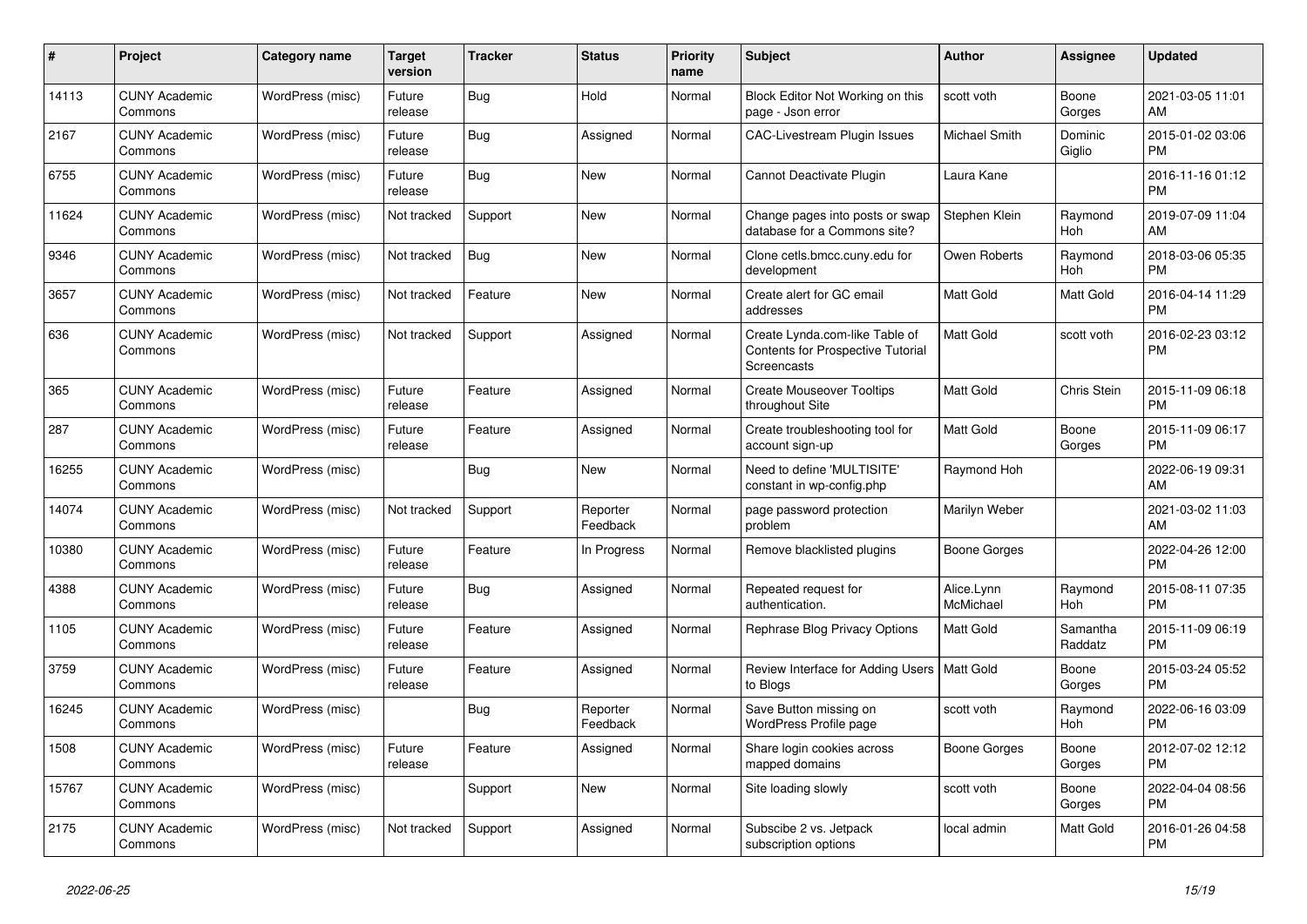| # | Project | Category name | Target version | Tracker | Status | Priority name | Subject | Author | Assignee | Updated |
|---|---|---|---|---|---|---|---|---|---|---|
| 14113 | CUNY Academic Commons | WordPress (misc) | Future release | Bug | Hold | Normal | Block Editor Not Working on this page - Json error | scott voth | Boone Gorges | 2021-03-05 11:01 AM |
| 2167 | CUNY Academic Commons | WordPress (misc) | Future release | Bug | Assigned | Normal | CAC-Livestream Plugin Issues | Michael Smith | Dominic Giglio | 2015-01-02 03:06 PM |
| 6755 | CUNY Academic Commons | WordPress (misc) | Future release | Bug | New | Normal | Cannot Deactivate Plugin | Laura Kane | | 2016-11-16 01:12 PM |
| 11624 | CUNY Academic Commons | WordPress (misc) | Not tracked | Support | New | Normal | Change pages into posts or swap database for a Commons site? | Stephen Klein | Raymond Hoh | 2019-07-09 11:04 AM |
| 9346 | CUNY Academic Commons | WordPress (misc) | Not tracked | Bug | New | Normal | Clone cetls.bmcc.cuny.edu for development | Owen Roberts | Raymond Hoh | 2018-03-06 05:35 PM |
| 3657 | CUNY Academic Commons | WordPress (misc) | Not tracked | Feature | New | Normal | Create alert for GC email addresses | Matt Gold | Matt Gold | 2016-04-14 11:29 PM |
| 636 | CUNY Academic Commons | WordPress (misc) | Not tracked | Support | Assigned | Normal | Create Lynda.com-like Table of Contents for Prospective Tutorial Screencasts | Matt Gold | scott voth | 2016-02-23 03:12 PM |
| 365 | CUNY Academic Commons | WordPress (misc) | Future release | Feature | Assigned | Normal | Create Mouseover Tooltips throughout Site | Matt Gold | Chris Stein | 2015-11-09 06:18 PM |
| 287 | CUNY Academic Commons | WordPress (misc) | Future release | Feature | Assigned | Normal | Create troubleshooting tool for account sign-up | Matt Gold | Boone Gorges | 2015-11-09 06:17 PM |
| 16255 | CUNY Academic Commons | WordPress (misc) | | Bug | New | Normal | Need to define 'MULTISITE' constant in wp-config.php | Raymond Hoh | | 2022-06-19 09:31 AM |
| 14074 | CUNY Academic Commons | WordPress (misc) | Not tracked | Support | Reporter Feedback | Normal | page password protection problem | Marilyn Weber | | 2021-03-02 11:03 AM |
| 10380 | CUNY Academic Commons | WordPress (misc) | Future release | Feature | In Progress | Normal | Remove blacklisted plugins | Boone Gorges | | 2022-04-26 12:00 PM |
| 4388 | CUNY Academic Commons | WordPress (misc) | Future release | Bug | Assigned | Normal | Repeated request for authentication. | Alice.Lynn McMichael | Raymond Hoh | 2015-08-11 07:35 PM |
| 1105 | CUNY Academic Commons | WordPress (misc) | Future release | Feature | Assigned | Normal | Rephrase Blog Privacy Options | Matt Gold | Samantha Raddatz | 2015-11-09 06:19 PM |
| 3759 | CUNY Academic Commons | WordPress (misc) | Future release | Feature | Assigned | Normal | Review Interface for Adding Users to Blogs | Matt Gold | Boone Gorges | 2015-03-24 05:52 PM |
| 16245 | CUNY Academic Commons | WordPress (misc) | | Bug | Reporter Feedback | Normal | Save Button missing on WordPress Profile page | scott voth | Raymond Hoh | 2022-06-16 03:09 PM |
| 1508 | CUNY Academic Commons | WordPress (misc) | Future release | Feature | Assigned | Normal | Share login cookies across mapped domains | Boone Gorges | Boone Gorges | 2012-07-02 12:12 PM |
| 15767 | CUNY Academic Commons | WordPress (misc) | | Support | New | Normal | Site loading slowly | scott voth | Boone Gorges | 2022-04-04 08:56 PM |
| 2175 | CUNY Academic Commons | WordPress (misc) | Not tracked | Support | Assigned | Normal | Subscibe 2 vs. Jetpack subscription options | local admin | Matt Gold | 2016-01-26 04:58 PM |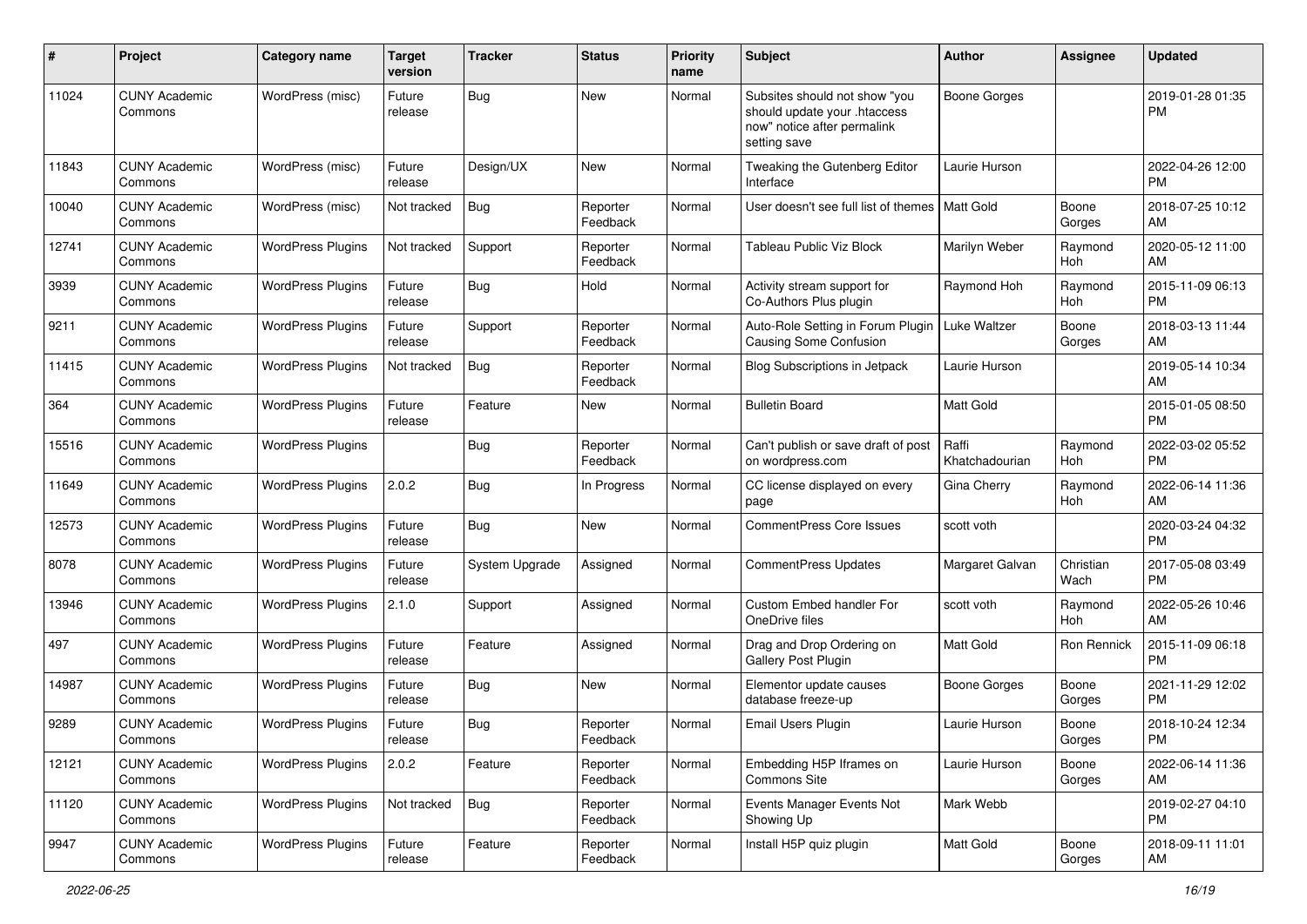| # | Project | Category name | Target version | Tracker | Status | Priority name | Subject | Author | Assignee | Updated |
|---|---|---|---|---|---|---|---|---|---|---|
| 11024 | CUNY Academic Commons | WordPress (misc) | Future release | Bug | New | Normal | Subsites should not show "you should update your .htaccess now" notice after permalink setting save | Boone Gorges | | 2019-01-28 01:35 PM |
| 11843 | CUNY Academic Commons | WordPress (misc) | Future release | Design/UX | New | Normal | Tweaking the Gutenberg Editor Interface | Laurie Hurson | | 2022-04-26 12:00 PM |
| 10040 | CUNY Academic Commons | WordPress (misc) | Not tracked | Bug | Reporter Feedback | Normal | User doesn't see full list of themes | Matt Gold | Boone Gorges | 2018-07-25 10:12 AM |
| 12741 | CUNY Academic Commons | WordPress Plugins | Not tracked | Support | Reporter Feedback | Normal | Tableau Public Viz Block | Marilyn Weber | Raymond Hoh | 2020-05-12 11:00 AM |
| 3939 | CUNY Academic Commons | WordPress Plugins | Future release | Bug | Hold | Normal | Activity stream support for Co-Authors Plus plugin | Raymond Hoh | Raymond Hoh | 2015-11-09 06:13 PM |
| 9211 | CUNY Academic Commons | WordPress Plugins | Future release | Support | Reporter Feedback | Normal | Auto-Role Setting in Forum Plugin Causing Some Confusion | Luke Waltzer | Boone Gorges | 2018-03-13 11:44 AM |
| 11415 | CUNY Academic Commons | WordPress Plugins | Not tracked | Bug | Reporter Feedback | Normal | Blog Subscriptions in Jetpack | Laurie Hurson | | 2019-05-14 10:34 AM |
| 364 | CUNY Academic Commons | WordPress Plugins | Future release | Feature | New | Normal | Bulletin Board | Matt Gold | | 2015-01-05 08:50 PM |
| 15516 | CUNY Academic Commons | WordPress Plugins | | Bug | Reporter Feedback | Normal | Can't publish or save draft of post on wordpress.com | Raffi Khatchadourian | Raymond Hoh | 2022-03-02 05:52 PM |
| 11649 | CUNY Academic Commons | WordPress Plugins | 2.0.2 | Bug | In Progress | Normal | CC license displayed on every page | Gina Cherry | Raymond Hoh | 2022-06-14 11:36 AM |
| 12573 | CUNY Academic Commons | WordPress Plugins | Future release | Bug | New | Normal | CommentPress Core Issues | scott voth | | 2020-03-24 04:32 PM |
| 8078 | CUNY Academic Commons | WordPress Plugins | Future release | System Upgrade | Assigned | Normal | CommentPress Updates | Margaret Galvan | Christian Wach | 2017-05-08 03:49 PM |
| 13946 | CUNY Academic Commons | WordPress Plugins | 2.1.0 | Support | Assigned | Normal | Custom Embed handler For OneDrive files | scott voth | Raymond Hoh | 2022-05-26 10:46 AM |
| 497 | CUNY Academic Commons | WordPress Plugins | Future release | Feature | Assigned | Normal | Drag and Drop Ordering on Gallery Post Plugin | Matt Gold | Ron Rennick | 2015-11-09 06:18 PM |
| 14987 | CUNY Academic Commons | WordPress Plugins | Future release | Bug | New | Normal | Elementor update causes database freeze-up | Boone Gorges | Boone Gorges | 2021-11-29 12:02 PM |
| 9289 | CUNY Academic Commons | WordPress Plugins | Future release | Bug | Reporter Feedback | Normal | Email Users Plugin | Laurie Hurson | Boone Gorges | 2018-10-24 12:34 PM |
| 12121 | CUNY Academic Commons | WordPress Plugins | 2.0.2 | Feature | Reporter Feedback | Normal | Embedding H5P Iframes on Commons Site | Laurie Hurson | Boone Gorges | 2022-06-14 11:36 AM |
| 11120 | CUNY Academic Commons | WordPress Plugins | Not tracked | Bug | Reporter Feedback | Normal | Events Manager Events Not Showing Up | Mark Webb | | 2019-02-27 04:10 PM |
| 9947 | CUNY Academic Commons | WordPress Plugins | Future release | Feature | Reporter Feedback | Normal | Install H5P quiz plugin | Matt Gold | Boone Gorges | 2018-09-11 11:01 AM |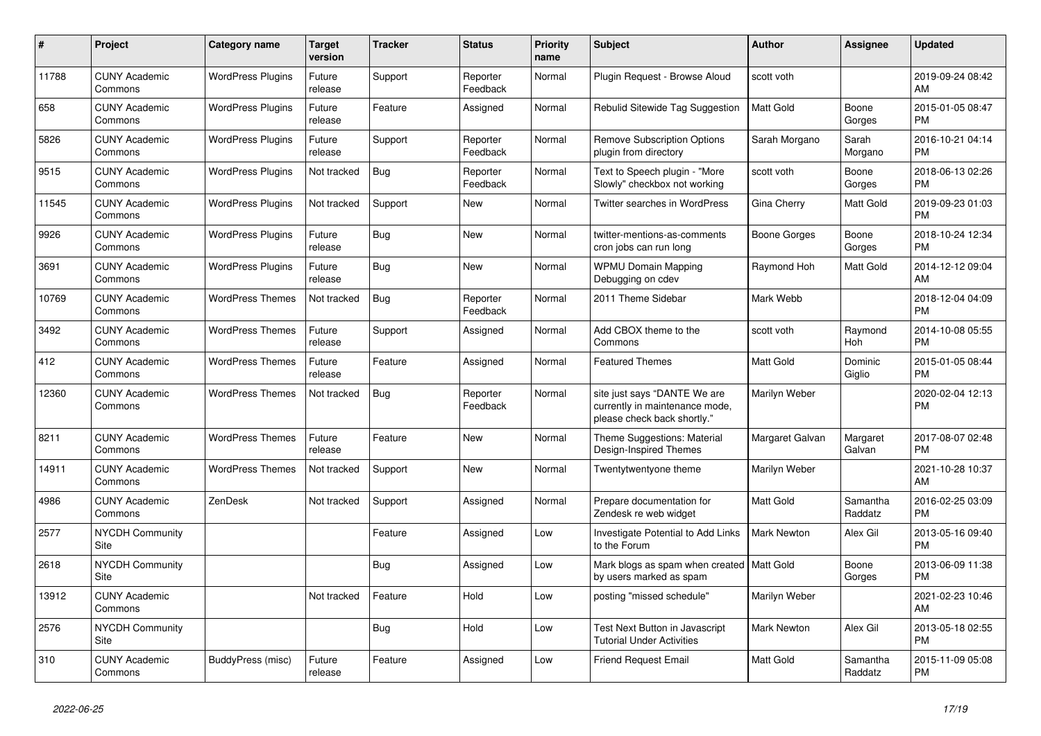| # | Project | Category name | Target version | Tracker | Status | Priority name | Subject | Author | Assignee | Updated |
|---|---|---|---|---|---|---|---|---|---|---|
| 11788 | CUNY Academic Commons | WordPress Plugins | Future release | Support | Reporter Feedback | Normal | Plugin Request - Browse Aloud | scott voth | | 2019-09-24 08:42 AM |
| 658 | CUNY Academic Commons | WordPress Plugins | Future release | Feature | Assigned | Normal | Rebulid Sitewide Tag Suggestion | Matt Gold | Boone Gorges | 2015-01-05 08:47 PM |
| 5826 | CUNY Academic Commons | WordPress Plugins | Future release | Support | Reporter Feedback | Normal | Remove Subscription Options plugin from directory | Sarah Morgano | Sarah Morgano | 2016-10-21 04:14 PM |
| 9515 | CUNY Academic Commons | WordPress Plugins | Not tracked | Bug | Reporter Feedback | Normal | Text to Speech plugin - "More Slowly" checkbox not working | scott voth | Boone Gorges | 2018-06-13 02:26 PM |
| 11545 | CUNY Academic Commons | WordPress Plugins | Not tracked | Support | New | Normal | Twitter searches in WordPress | Gina Cherry | Matt Gold | 2019-09-23 01:03 PM |
| 9926 | CUNY Academic Commons | WordPress Plugins | Future release | Bug | New | Normal | twitter-mentions-as-comments cron jobs can run long | Boone Gorges | Boone Gorges | 2018-10-24 12:34 PM |
| 3691 | CUNY Academic Commons | WordPress Plugins | Future release | Bug | New | Normal | WPMU Domain Mapping Debugging on cdev | Raymond Hoh | Matt Gold | 2014-12-12 09:04 AM |
| 10769 | CUNY Academic Commons | WordPress Themes | Not tracked | Bug | Reporter Feedback | Normal | 2011 Theme Sidebar | Mark Webb | | 2018-12-04 04:09 PM |
| 3492 | CUNY Academic Commons | WordPress Themes | Future release | Support | Assigned | Normal | Add CBOX theme to the Commons | scott voth | Raymond Hoh | 2014-10-08 05:55 PM |
| 412 | CUNY Academic Commons | WordPress Themes | Future release | Feature | Assigned | Normal | Featured Themes | Matt Gold | Dominic Giglio | 2015-01-05 08:44 PM |
| 12360 | CUNY Academic Commons | WordPress Themes | Not tracked | Bug | Reporter Feedback | Normal | site just says "DANTE We are currently in maintenance mode, please check back shortly." | Marilyn Weber | | 2020-02-04 12:13 PM |
| 8211 | CUNY Academic Commons | WordPress Themes | Future release | Feature | New | Normal | Theme Suggestions: Material Design-Inspired Themes | Margaret Galvan | Margaret Galvan | 2017-08-07 02:48 PM |
| 14911 | CUNY Academic Commons | WordPress Themes | Not tracked | Support | New | Normal | Twentytwentyone theme | Marilyn Weber | | 2021-10-28 10:37 AM |
| 4986 | CUNY Academic Commons | ZenDesk | Not tracked | Support | Assigned | Normal | Prepare documentation for Zendesk re web widget | Matt Gold | Samantha Raddatz | 2016-02-25 03:09 PM |
| 2577 | NYCDH Community Site | | | Feature | Assigned | Low | Investigate Potential to Add Links to the Forum | Mark Newton | Alex Gil | 2013-05-16 09:40 PM |
| 2618 | NYCDH Community Site | | | Bug | Assigned | Low | Mark blogs as spam when created by users marked as spam | Matt Gold | Boone Gorges | 2013-06-09 11:38 PM |
| 13912 | CUNY Academic Commons | | Not tracked | Feature | Hold | Low | posting "missed schedule" | Marilyn Weber | | 2021-02-23 10:46 AM |
| 2576 | NYCDH Community Site | | | Bug | Hold | Low | Test Next Button in Javascript Tutorial Under Activities | Mark Newton | Alex Gil | 2013-05-18 02:55 PM |
| 310 | CUNY Academic Commons | BuddyPress (misc) | Future release | Feature | Assigned | Low | Friend Request Email | Matt Gold | Samantha Raddatz | 2015-11-09 05:08 PM |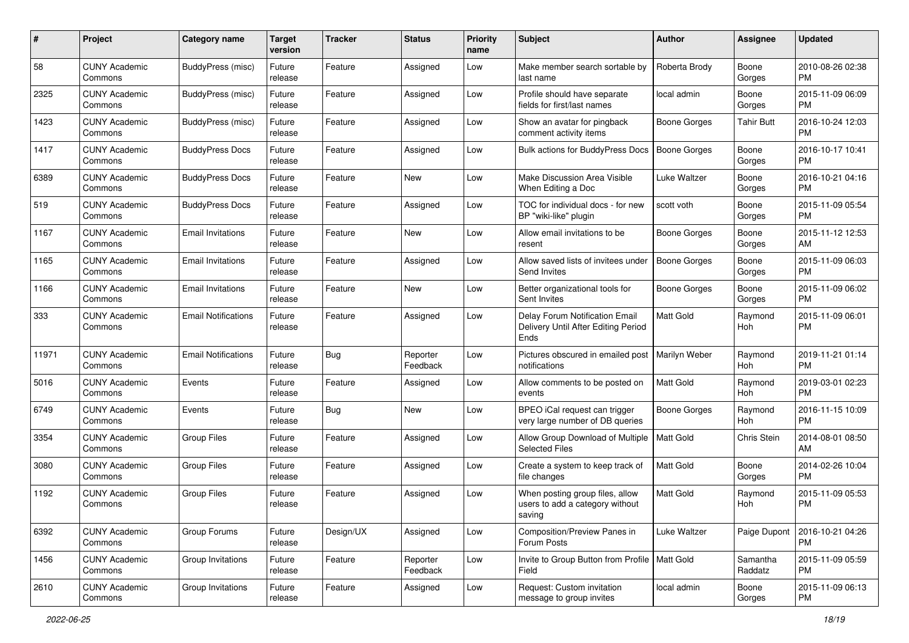| # | Project | Category name | Target version | Tracker | Status | Priority name | Subject | Author | Assignee | Updated |
|---|---|---|---|---|---|---|---|---|---|---|
| 58 | CUNY Academic Commons | BuddyPress (misc) | Future release | Feature | Assigned | Low | Make member search sortable by last name | Roberta Brody | Boone Gorges | 2010-08-26 02:38 PM |
| 2325 | CUNY Academic Commons | BuddyPress (misc) | Future release | Feature | Assigned | Low | Profile should have separate fields for first/last names | local admin | Boone Gorges | 2015-11-09 06:09 PM |
| 1423 | CUNY Academic Commons | BuddyPress (misc) | Future release | Feature | Assigned | Low | Show an avatar for pingback comment activity items | Boone Gorges | Tahir Butt | 2016-10-24 12:03 PM |
| 1417 | CUNY Academic Commons | BuddyPress Docs | Future release | Feature | Assigned | Low | Bulk actions for BuddyPress Docs | Boone Gorges | Boone Gorges | 2016-10-17 10:41 PM |
| 6389 | CUNY Academic Commons | BuddyPress Docs | Future release | Feature | New | Low | Make Discussion Area Visible When Editing a Doc | Luke Waltzer | Boone Gorges | 2016-10-21 04:16 PM |
| 519 | CUNY Academic Commons | BuddyPress Docs | Future release | Feature | Assigned | Low | TOC for individual docs - for new BP "wiki-like" plugin | scott voth | Boone Gorges | 2015-11-09 05:54 PM |
| 1167 | CUNY Academic Commons | Email Invitations | Future release | Feature | New | Low | Allow email invitations to be resent | Boone Gorges | Boone Gorges | 2015-11-12 12:53 AM |
| 1165 | CUNY Academic Commons | Email Invitations | Future release | Feature | Assigned | Low | Allow saved lists of invitees under Send Invites | Boone Gorges | Boone Gorges | 2015-11-09 06:03 PM |
| 1166 | CUNY Academic Commons | Email Invitations | Future release | Feature | New | Low | Better organizational tools for Sent Invites | Boone Gorges | Boone Gorges | 2015-11-09 06:02 PM |
| 333 | CUNY Academic Commons | Email Notifications | Future release | Feature | Assigned | Low | Delay Forum Notification Email Delivery Until After Editing Period Ends | Matt Gold | Raymond Hoh | 2015-11-09 06:01 PM |
| 11971 | CUNY Academic Commons | Email Notifications | Future release | Bug | Reporter Feedback | Low | Pictures obscured in emailed post notifications | Marilyn Weber | Raymond Hoh | 2019-11-21 01:14 PM |
| 5016 | CUNY Academic Commons | Events | Future release | Feature | Assigned | Low | Allow comments to be posted on events | Matt Gold | Raymond Hoh | 2019-03-01 02:23 PM |
| 6749 | CUNY Academic Commons | Events | Future release | Bug | New | Low | BPEO iCal request can trigger very large number of DB queries | Boone Gorges | Raymond Hoh | 2016-11-15 10:09 PM |
| 3354 | CUNY Academic Commons | Group Files | Future release | Feature | Assigned | Low | Allow Group Download of Multiple Selected Files | Matt Gold | Chris Stein | 2014-08-01 08:50 AM |
| 3080 | CUNY Academic Commons | Group Files | Future release | Feature | Assigned | Low | Create a system to keep track of file changes | Matt Gold | Boone Gorges | 2014-02-26 10:04 PM |
| 1192 | CUNY Academic Commons | Group Files | Future release | Feature | Assigned | Low | When posting group files, allow users to add a category without saving | Matt Gold | Raymond Hoh | 2015-11-09 05:53 PM |
| 6392 | CUNY Academic Commons | Group Forums | Future release | Design/UX | Assigned | Low | Composition/Preview Panes in Forum Posts | Luke Waltzer | Paige Dupont | 2016-10-21 04:26 PM |
| 1456 | CUNY Academic Commons | Group Invitations | Future release | Feature | Reporter Feedback | Low | Invite to Group Button from Profile Field | Matt Gold | Samantha Raddatz | 2015-11-09 05:59 PM |
| 2610 | CUNY Academic Commons | Group Invitations | Future release | Feature | Assigned | Low | Request: Custom invitation message to group invites | local admin | Boone Gorges | 2015-11-09 06:13 PM |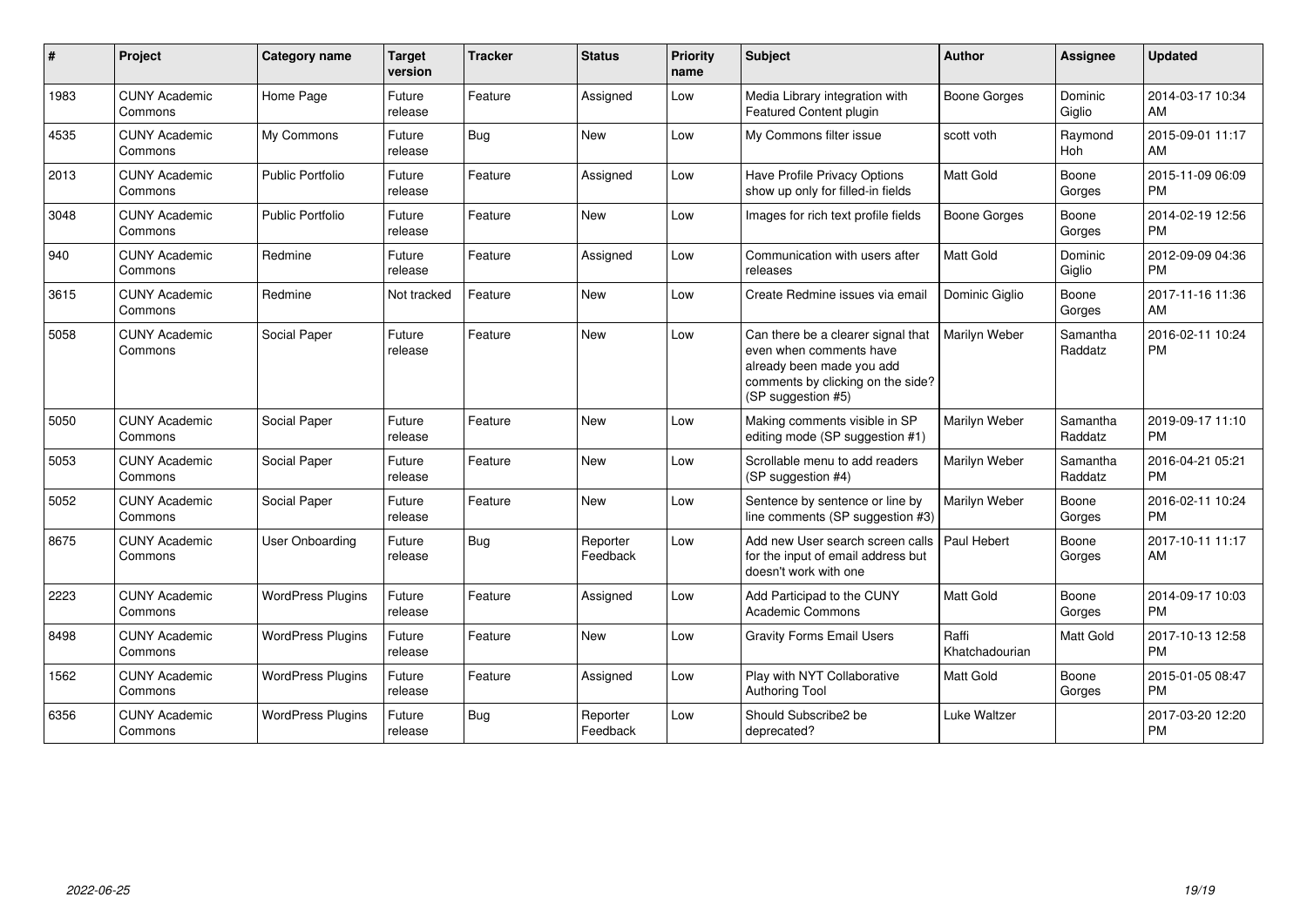| # | Project | Category name | Target version | Tracker | Status | Priority name | Subject | Author | Assignee | Updated |
|---|---|---|---|---|---|---|---|---|---|---|
| 1983 | CUNY Academic Commons | Home Page | Future release | Feature | Assigned | Low | Media Library integration with Featured Content plugin | Boone Gorges | Dominic Giglio | 2014-03-17 10:34 AM |
| 4535 | CUNY Academic Commons | My Commons | Future release | Bug | New | Low | My Commons filter issue | scott voth | Raymond Hoh | 2015-09-01 11:17 AM |
| 2013 | CUNY Academic Commons | Public Portfolio | Future release | Feature | Assigned | Low | Have Profile Privacy Options show up only for filled-in fields | Matt Gold | Boone Gorges | 2015-11-09 06:09 PM |
| 3048 | CUNY Academic Commons | Public Portfolio | Future release | Feature | New | Low | Images for rich text profile fields | Boone Gorges | Boone Gorges | 2014-02-19 12:56 PM |
| 940 | CUNY Academic Commons | Redmine | Future release | Feature | Assigned | Low | Communication with users after releases | Matt Gold | Dominic Giglio | 2012-09-09 04:36 PM |
| 3615 | CUNY Academic Commons | Redmine | Not tracked | Feature | New | Low | Create Redmine issues via email | Dominic Giglio | Boone Gorges | 2017-11-16 11:36 AM |
| 5058 | CUNY Academic Commons | Social Paper | Future release | Feature | New | Low | Can there be a clearer signal that even when comments have already been made you add comments by clicking on the side? (SP suggestion #5) | Marilyn Weber | Samantha Raddatz | 2016-02-11 10:24 PM |
| 5050 | CUNY Academic Commons | Social Paper | Future release | Feature | New | Low | Making comments visible in SP editing mode (SP suggestion #1) | Marilyn Weber | Samantha Raddatz | 2019-09-17 11:10 PM |
| 5053 | CUNY Academic Commons | Social Paper | Future release | Feature | New | Low | Scrollable menu to add readers (SP suggestion #4) | Marilyn Weber | Samantha Raddatz | 2016-04-21 05:21 PM |
| 5052 | CUNY Academic Commons | Social Paper | Future release | Feature | New | Low | Sentence by sentence or line by line comments (SP suggestion #3) | Marilyn Weber | Boone Gorges | 2016-02-11 10:24 PM |
| 8675 | CUNY Academic Commons | User Onboarding | Future release | Bug | Reporter Feedback | Low | Add new User search screen calls for the input of email address but doesn't work with one | Paul Hebert | Boone Gorges | 2017-10-11 11:17 AM |
| 2223 | CUNY Academic Commons | WordPress Plugins | Future release | Feature | Assigned | Low | Add Participad to the CUNY Academic Commons | Matt Gold | Boone Gorges | 2014-09-17 10:03 PM |
| 8498 | CUNY Academic Commons | WordPress Plugins | Future release | Feature | New | Low | Gravity Forms Email Users | Raffi Khatchadourian | Matt Gold | 2017-10-13 12:58 PM |
| 1562 | CUNY Academic Commons | WordPress Plugins | Future release | Feature | Assigned | Low | Play with NYT Collaborative Authoring Tool | Matt Gold | Boone Gorges | 2015-01-05 08:47 PM |
| 6356 | CUNY Academic Commons | WordPress Plugins | Future release | Bug | Reporter Feedback | Low | Should Subscribe2 be deprecated? | Luke Waltzer | | 2017-03-20 12:20 PM |